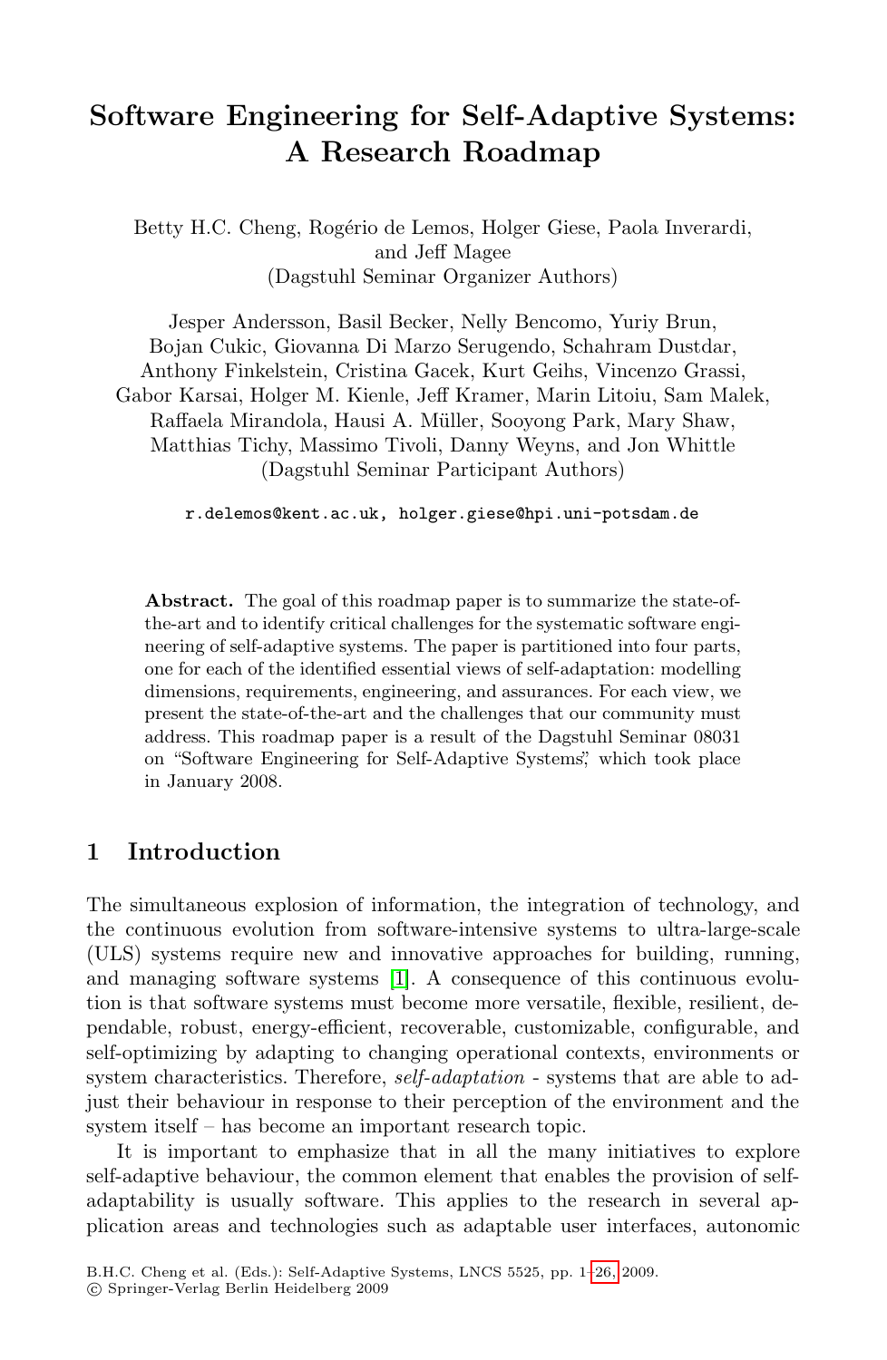# Software Engineering for Self-Adaptive Systems: A Research Roadmap

Betty H.C. Cheng, Rogério de Lemos, Holger Giese, Paola Inverardi, and Jeff Magee
(Dagstuhl Seminar Organizer Authors)

Jesper Andersson, Basil Becker, Nelly Bencomo, Yuriy Brun, Bojan Cukic, Giovanna Di Marzo Serugendo, Schahram Dustdar, Anthony Finkelstein, Cristina Gacek, Kurt Geihs, Vincenzo Grassi, Gabor Karsai, Holger M. Kienle, Jeff Kramer, Marin Litoiu, Sam Malek, Raffaela Mirandola, Hausi A. Müller, Sooyong Park, Mary Shaw, Matthias Tichy, Massimo Tivoli, Danny Weyns, and Jon Whittle
(Dagstuhl Seminar Participant Authors)

r.delemos@kent.ac.uk, holger.giese@hpi.uni-potsdam.de

**Abstract.** The goal of this roadmap paper is to summarize the state-of-the-art and to identify critical challenges for the systematic software engineering of self-adaptive systems. The paper is partitioned into four parts, one for each of the identified essential views of self-adaptation: modelling dimensions, requirements, engineering, and assurances. For each view, we present the state-of-the-art and the challenges that our community must address. This roadmap paper is a result of the Dagstuhl Seminar 08031 on "Software Engineering for Self-Adaptive Systems", which took place in January 2008.

## 1 Introduction

The simultaneous explosion of information, the integration of technology, and the continuous evolution from software-intensive systems to ultra-large-scale (ULS) systems require new and innovative approaches for building, running, and managing software systems [1]. A consequence of this continuous evolution is that software systems must become more versatile, flexible, resilient, dependable, robust, energy-efficient, recoverable, customizable, configurable, and self-optimizing by adapting to changing operational contexts, environments or system characteristics. Therefore, *self-adaptation* - systems that are able to adjust their behaviour in response to their perception of the environment and the system itself – has become an important research topic.

It is important to emphasize that in all the many initiatives to explore self-adaptive behaviour, the common element that enables the provision of self-adaptability is usually software. This applies to the research in several application areas and technologies such as adaptable user interfaces, autonomic

B.H.C. Cheng et al. (Eds.): Self-Adaptive Systems, LNCS 5525, pp. 1–26, 2009.
© Springer-Verlag Berlin Heidelberg 2009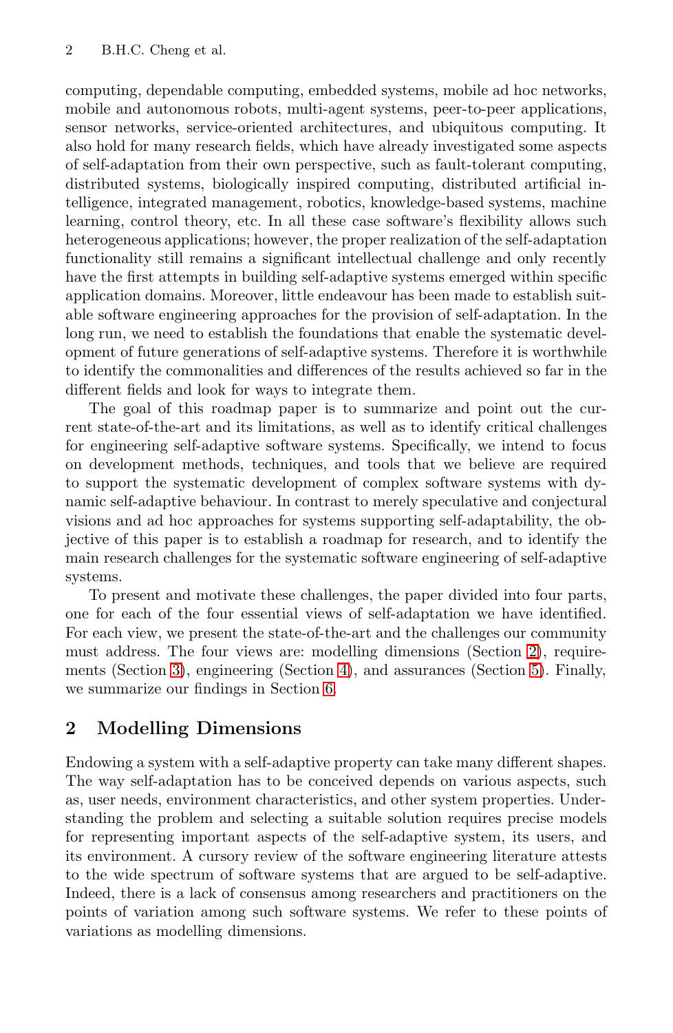computing, dependable computing, embedded systems, mobile ad hoc networks, mobile and autonomous robots, multi-agent systems, peer-to-peer applications, sensor networks, service-oriented architectures, and ubiquitous computing. It also hold for many research fields, which have already investigated some aspects of self-adaptation from their own perspective, such as fault-tolerant computing, distributed systems, biologically inspired computing, distributed artificial intelligence, integrated management, robotics, knowledge-based systems, machine learning, control theory, etc. In all these case software's flexibility allows such heterogeneous applications; however, the proper realization of the self-adaptation functionality still remains a significant intellectual challenge and only recently have the first attempts in building self-adaptive systems emerged within specific application domains. Moreover, little endeavour has been made to establish suitable software engineering approaches for the provision of self-adaptation. In the long run, we need to establish the foundations that enable the systematic development of future generations of self-adaptive systems. Therefore it is worthwhile to identify the commonalities and differences of the results achieved so far in the different fields and look for ways to integrate them.

The goal of this roadmap paper is to summarize and point out the current state-of-the-art and its limitations, as well as to identify critical challenges for engineering self-adaptive software systems. Specifically, we intend to focus on development methods, techniques, and tools that we believe are required to support the systematic development of complex software systems with dynamic self-adaptive behaviour. In contrast to merely speculative and conjectural visions and ad hoc approaches for systems supporting self-adaptability, the objective of this paper is to establish a roadmap for research, and to identify the main research challenges for the systematic software engineering of self-adaptive systems.

To present and motivate these challenges, the paper divided into four parts, one for each of the four essential views of self-adaptation we have identified. For each view, we present the state-of-the-art and the challenges our community must address. The four views are: modelling dimensions (Section 2), requirements (Section 3), engineering (Section 4), and assurances (Section 5). Finally, we summarize our findings in Section 6.

## 2 Modelling Dimensions

Endowing a system with a self-adaptive property can take many different shapes. The way self-adaptation has to be conceived depends on various aspects, such as, user needs, environment characteristics, and other system properties. Understanding the problem and selecting a suitable solution requires precise models for representing important aspects of the self-adaptive system, its users, and its environment. A cursory review of the software engineering literature attests to the wide spectrum of software systems that are argued to be self-adaptive. Indeed, there is a lack of consensus among researchers and practitioners on the points of variation among such software systems. We refer to these points of variations as modelling dimensions.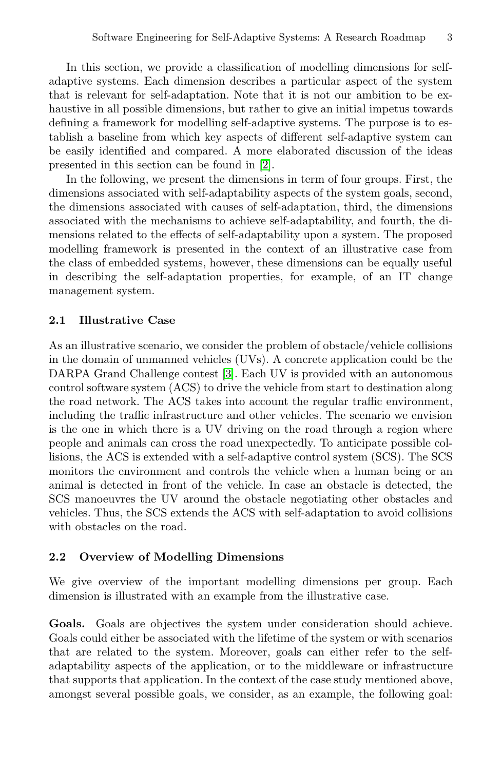In this section, we provide a classification of modelling dimensions for self-adaptive systems. Each dimension describes a particular aspect of the system that is relevant for self-adaptation. Note that it is not our ambition to be exhaustive in all possible dimensions, but rather to give an initial impetus towards defining a framework for modelling self-adaptive systems. The purpose is to establish a baseline from which key aspects of different self-adaptive system can be easily identified and compared. A more elaborated discussion of the ideas presented in this section can be found in [2].

In the following, we present the dimensions in term of four groups. First, the dimensions associated with self-adaptability aspects of the system goals, second, the dimensions associated with causes of self-adaptation, third, the dimensions associated with the mechanisms to achieve self-adaptability, and fourth, the dimensions related to the effects of self-adaptability upon a system. The proposed modelling framework is presented in the context of an illustrative case from the class of embedded systems, however, these dimensions can be equally useful in describing the self-adaptation properties, for example, of an IT change management system.

### 2.1 Illustrative Case

As an illustrative scenario, we consider the problem of obstacle/vehicle collisions in the domain of unmanned vehicles (UVs). A concrete application could be the DARPA Grand Challenge contest [3]. Each UV is provided with an autonomous control software system (ACS) to drive the vehicle from start to destination along the road network. The ACS takes into account the regular traffic environment, including the traffic infrastructure and other vehicles. The scenario we envision is the one in which there is a UV driving on the road through a region where people and animals can cross the road unexpectedly. To anticipate possible collisions, the ACS is extended with a self-adaptive control system (SCS). The SCS monitors the environment and controls the vehicle when a human being or an animal is detected in front of the vehicle. In case an obstacle is detected, the SCS manoeuvres the UV around the obstacle negotiating other obstacles and vehicles. Thus, the SCS extends the ACS with self-adaptation to avoid collisions with obstacles on the road.

### 2.2 Overview of Modelling Dimensions

We give overview of the important modelling dimensions per group. Each dimension is illustrated with an example from the illustrative case.

**Goals.** Goals are objectives the system under consideration should achieve. Goals could either be associated with the lifetime of the system or with scenarios that are related to the system. Moreover, goals can either refer to the self-adaptability aspects of the application, or to the middleware or infrastructure that supports that application. In the context of the case study mentioned above, amongst several possible goals, we consider, as an example, the following goal: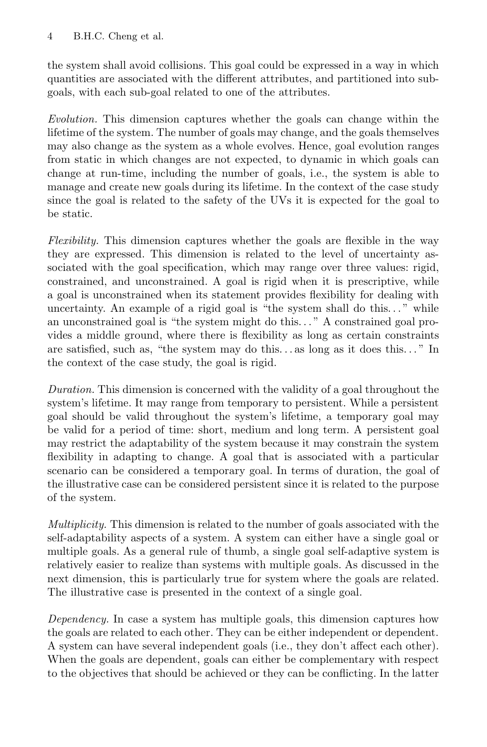the system shall avoid collisions. This goal could be expressed in a way in which quantities are associated with the different attributes, and partitioned into sub-goals, with each sub-goal related to one of the attributes.

*Evolution.* This dimension captures whether the goals can change within the lifetime of the system. The number of goals may change, and the goals themselves may also change as the system as a whole evolves. Hence, goal evolution ranges from static in which changes are not expected, to dynamic in which goals can change at run-time, including the number of goals, i.e., the system is able to manage and create new goals during its lifetime. In the context of the case study since the goal is related to the safety of the UVs it is expected for the goal to be static.

*Flexibility.* This dimension captures whether the goals are flexible in the way they are expressed. This dimension is related to the level of uncertainty associated with the goal specification, which may range over three values: rigid, constrained, and unconstrained. A goal is rigid when it is prescriptive, while a goal is unconstrained when its statement provides flexibility for dealing with uncertainty. An example of a rigid goal is "the system shall do this..." while an unconstrained goal is "the system might do this..." A constrained goal provides a middle ground, where there is flexibility as long as certain constraints are satisfied, such as, "the system may do this... as long as it does this..." In the context of the case study, the goal is rigid.

*Duration.* This dimension is concerned with the validity of a goal throughout the system's lifetime. It may range from temporary to persistent. While a persistent goal should be valid throughout the system's lifetime, a temporary goal may be valid for a period of time: short, medium and long term. A persistent goal may restrict the adaptability of the system because it may constrain the system flexibility in adapting to change. A goal that is associated with a particular scenario can be considered a temporary goal. In terms of duration, the goal of the illustrative case can be considered persistent since it is related to the purpose of the system.

*Multiplicity.* This dimension is related to the number of goals associated with the self-adaptability aspects of a system. A system can either have a single goal or multiple goals. As a general rule of thumb, a single goal self-adaptive system is relatively easier to realize than systems with multiple goals. As discussed in the next dimension, this is particularly true for system where the goals are related. The illustrative case is presented in the context of a single goal.

*Dependency.* In case a system has multiple goals, this dimension captures how the goals are related to each other. They can be either independent or dependent. A system can have several independent goals (i.e., they don't affect each other). When the goals are dependent, goals can either be complementary with respect to the objectives that should be achieved or they can be conflicting. In the latter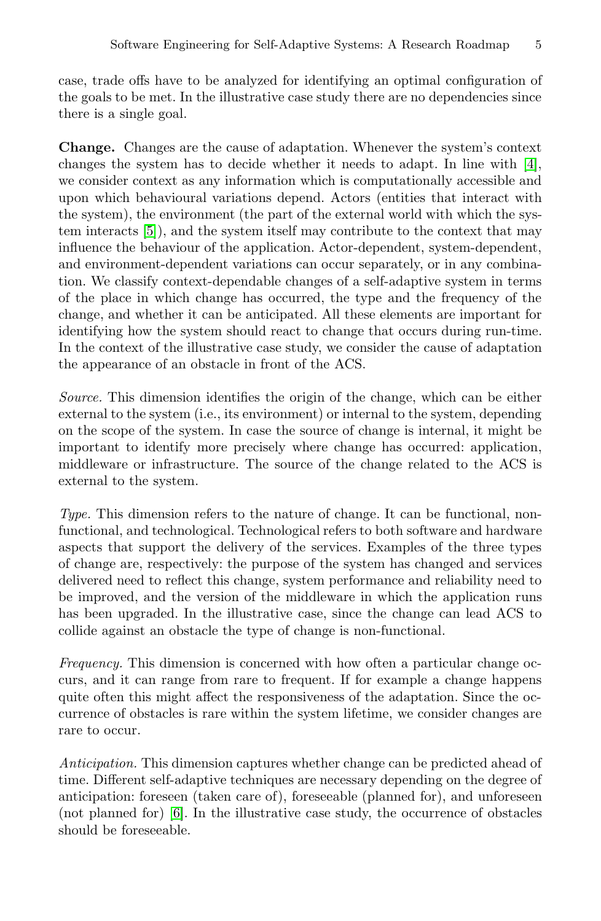case, trade offs have to be analyzed for identifying an optimal configuration of the goals to be met. In the illustrative case study there are no dependencies since there is a single goal.

**Change.** Changes are the cause of adaptation. Whenever the system's context changes the system has to decide whether it needs to adapt. In line with [4], we consider context as any information which is computationally accessible and upon which behavioural variations depend. Actors (entities that interact with the system), the environment (the part of the external world with which the system interacts [5]), and the system itself may contribute to the context that may influence the behaviour of the application. Actor-dependent, system-dependent, and environment-dependent variations can occur separately, or in any combination. We classify context-dependable changes of a self-adaptive system in terms of the place in which change has occurred, the type and the frequency of the change, and whether it can be anticipated. All these elements are important for identifying how the system should react to change that occurs during run-time. In the context of the illustrative case study, we consider the cause of adaptation the appearance of an obstacle in front of the ACS.

*Source.* This dimension identifies the origin of the change, which can be either external to the system (i.e., its environment) or internal to the system, depending on the scope of the system. In case the source of change is internal, it might be important to identify more precisely where change has occurred: application, middleware or infrastructure. The source of the change related to the ACS is external to the system.

*Type.* This dimension refers to the nature of change. It can be functional, non-functional, and technological. Technological refers to both software and hardware aspects that support the delivery of the services. Examples of the three types of change are, respectively: the purpose of the system has changed and services delivered need to reflect this change, system performance and reliability need to be improved, and the version of the middleware in which the application runs has been upgraded. In the illustrative case, since the change can lead ACS to collide against an obstacle the type of change is non-functional.

*Frequency.* This dimension is concerned with how often a particular change occurs, and it can range from rare to frequent. If for example a change happens quite often this might affect the responsiveness of the adaptation. Since the occurrence of obstacles is rare within the system lifetime, we consider changes are rare to occur.

*Anticipation.* This dimension captures whether change can be predicted ahead of time. Different self-adaptive techniques are necessary depending on the degree of anticipation: foreseen (taken care of), foreseeable (planned for), and unforeseen (not planned for) [6]. In the illustrative case study, the occurrence of obstacles should be foreseeable.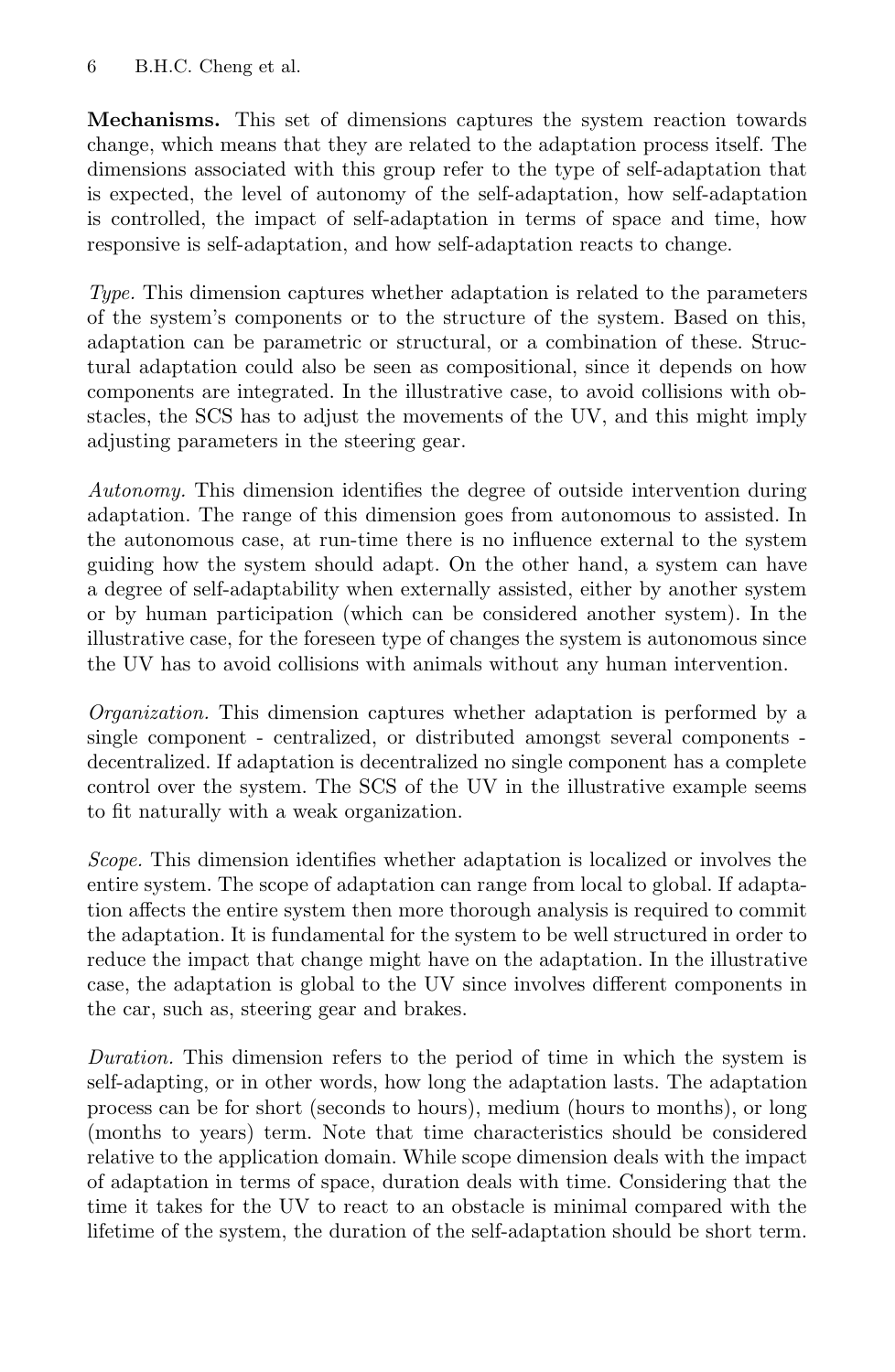**Mechanisms.** This set of dimensions captures the system reaction towards change, which means that they are related to the adaptation process itself. The dimensions associated with this group refer to the type of self-adaptation that is expected, the level of autonomy of the self-adaptation, how self-adaptation is controlled, the impact of self-adaptation in terms of space and time, how responsive is self-adaptation, and how self-adaptation reacts to change.

*Type.* This dimension captures whether adaptation is related to the parameters of the system's components or to the structure of the system. Based on this, adaptation can be parametric or structural, or a combination of these. Structural adaptation could also be seen as compositional, since it depends on how components are integrated. In the illustrative case, to avoid collisions with obstacles, the SCS has to adjust the movements of the UV, and this might imply adjusting parameters in the steering gear.

*Autonomy.* This dimension identifies the degree of outside intervention during adaptation. The range of this dimension goes from autonomous to assisted. In the autonomous case, at run-time there is no influence external to the system guiding how the system should adapt. On the other hand, a system can have a degree of self-adaptability when externally assisted, either by another system or by human participation (which can be considered another system). In the illustrative case, for the foreseen type of changes the system is autonomous since the UV has to avoid collisions with animals without any human intervention.

*Organization.* This dimension captures whether adaptation is performed by a single component - centralized, or distributed amongst several components - decentralized. If adaptation is decentralized no single component has a complete control over the system. The SCS of the UV in the illustrative example seems to fit naturally with a weak organization.

*Scope.* This dimension identifies whether adaptation is localized or involves the entire system. The scope of adaptation can range from local to global. If adaptation affects the entire system then more thorough analysis is required to commit the adaptation. It is fundamental for the system to be well structured in order to reduce the impact that change might have on the adaptation. In the illustrative case, the adaptation is global to the UV since involves different components in the car, such as, steering gear and brakes.

*Duration.* This dimension refers to the period of time in which the system is self-adapting, or in other words, how long the adaptation lasts. The adaptation process can be for short (seconds to hours), medium (hours to months), or long (months to years) term. Note that time characteristics should be considered relative to the application domain. While scope dimension deals with the impact of adaptation in terms of space, duration deals with time. Considering that the time it takes for the UV to react to an obstacle is minimal compared with the lifetime of the system, the duration of the self-adaptation should be short term.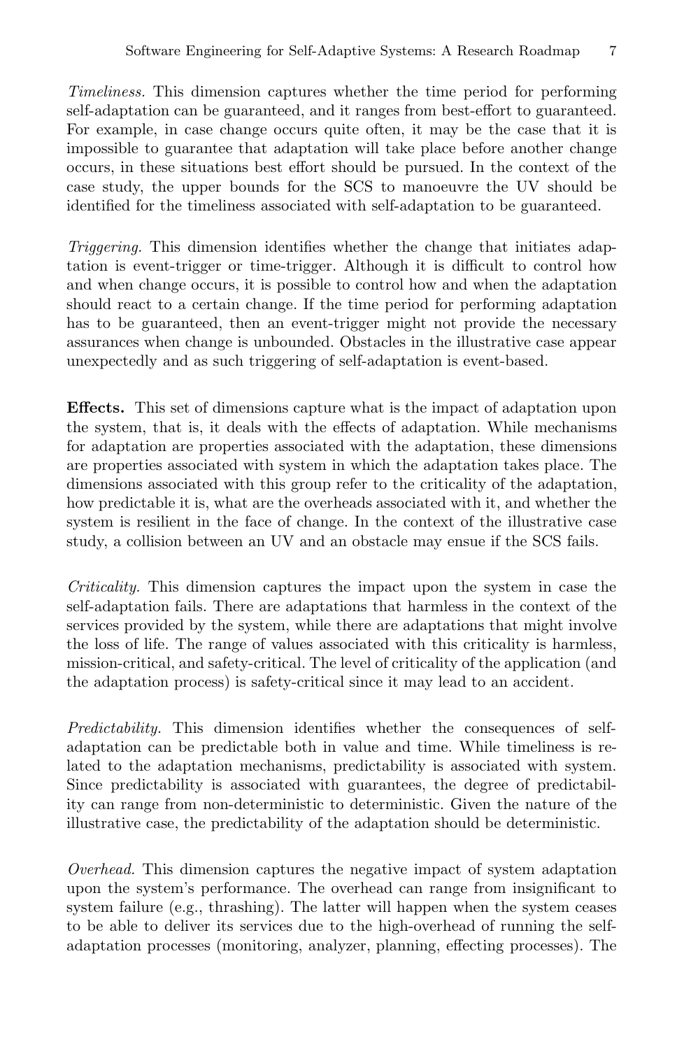*Timeliness.* This dimension captures whether the time period for performing self-adaptation can be guaranteed, and it ranges from best-effort to guaranteed. For example, in case change occurs quite often, it may be the case that it is impossible to guarantee that adaptation will take place before another change occurs, in these situations best effort should be pursued. In the context of the case study, the upper bounds for the SCS to manoeuvre the UV should be identified for the timeliness associated with self-adaptation to be guaranteed.

*Triggering.* This dimension identifies whether the change that initiates adaptation is event-trigger or time-trigger. Although it is difficult to control how and when change occurs, it is possible to control how and when the adaptation should react to a certain change. If the time period for performing adaptation has to be guaranteed, then an event-trigger might not provide the necessary assurances when change is unbounded. Obstacles in the illustrative case appear unexpectedly and as such triggering of self-adaptation is event-based.

**Effects.** This set of dimensions capture what is the impact of adaptation upon the system, that is, it deals with the effects of adaptation. While mechanisms for adaptation are properties associated with the adaptation, these dimensions are properties associated with system in which the adaptation takes place. The dimensions associated with this group refer to the criticality of the adaptation, how predictable it is, what are the overheads associated with it, and whether the system is resilient in the face of change. In the context of the illustrative case study, a collision between an UV and an obstacle may ensue if the SCS fails.

*Criticality.* This dimension captures the impact upon the system in case the self-adaptation fails. There are adaptations that harmless in the context of the services provided by the system, while there are adaptations that might involve the loss of life. The range of values associated with this criticality is harmless, mission-critical, and safety-critical. The level of criticality of the application (and the adaptation process) is safety-critical since it may lead to an accident.

*Predictability.* This dimension identifies whether the consequences of self-adaptation can be predictable both in value and time. While timeliness is related to the adaptation mechanisms, predictability is associated with system. Since predictability is associated with guarantees, the degree of predictability can range from non-deterministic to deterministic. Given the nature of the illustrative case, the predictability of the adaptation should be deterministic.

*Overhead.* This dimension captures the negative impact of system adaptation upon the system's performance. The overhead can range from insignificant to system failure (e.g., thrashing). The latter will happen when the system ceases to be able to deliver its services due to the high-overhead of running the self-adaptation processes (monitoring, analyzer, planning, effecting processes). The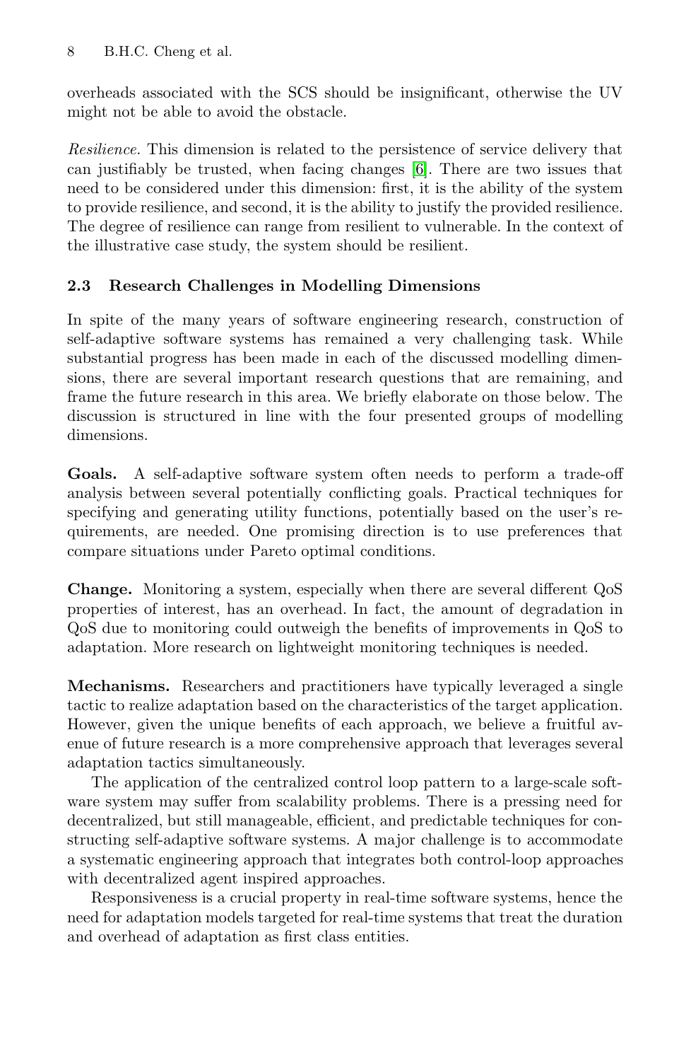overheads associated with the SCS should be insignificant, otherwise the UV might not be able to avoid the obstacle.

*Resilience.* This dimension is related to the persistence of service delivery that can justifiably be trusted, when facing changes [6]. There are two issues that need to be considered under this dimension: first, it is the ability of the system to provide resilience, and second, it is the ability to justify the provided resilience. The degree of resilience can range from resilient to vulnerable. In the context of the illustrative case study, the system should be resilient.

### 2.3 Research Challenges in Modelling Dimensions

In spite of the many years of software engineering research, construction of self-adaptive software systems has remained a very challenging task. While substantial progress has been made in each of the discussed modelling dimensions, there are several important research questions that are remaining, and frame the future research in this area. We briefly elaborate on those below. The discussion is structured in line with the four presented groups of modelling dimensions.

**Goals.** A self-adaptive software system often needs to perform a trade-off analysis between several potentially conflicting goals. Practical techniques for specifying and generating utility functions, potentially based on the user's requirements, are needed. One promising direction is to use preferences that compare situations under Pareto optimal conditions.

**Change.** Monitoring a system, especially when there are several different QoS properties of interest, has an overhead. In fact, the amount of degradation in QoS due to monitoring could outweigh the benefits of improvements in QoS to adaptation. More research on lightweight monitoring techniques is needed.

**Mechanisms.** Researchers and practitioners have typically leveraged a single tactic to realize adaptation based on the characteristics of the target application. However, given the unique benefits of each approach, we believe a fruitful avenue of future research is a more comprehensive approach that leverages several adaptation tactics simultaneously.

The application of the centralized control loop pattern to a large-scale software system may suffer from scalability problems. There is a pressing need for decentralized, but still manageable, efficient, and predictable techniques for constructing self-adaptive software systems. A major challenge is to accommodate a systematic engineering approach that integrates both control-loop approaches with decentralized agent inspired approaches.

Responsiveness is a crucial property in real-time software systems, hence the need for adaptation models targeted for real-time systems that treat the duration and overhead of adaptation as first class entities.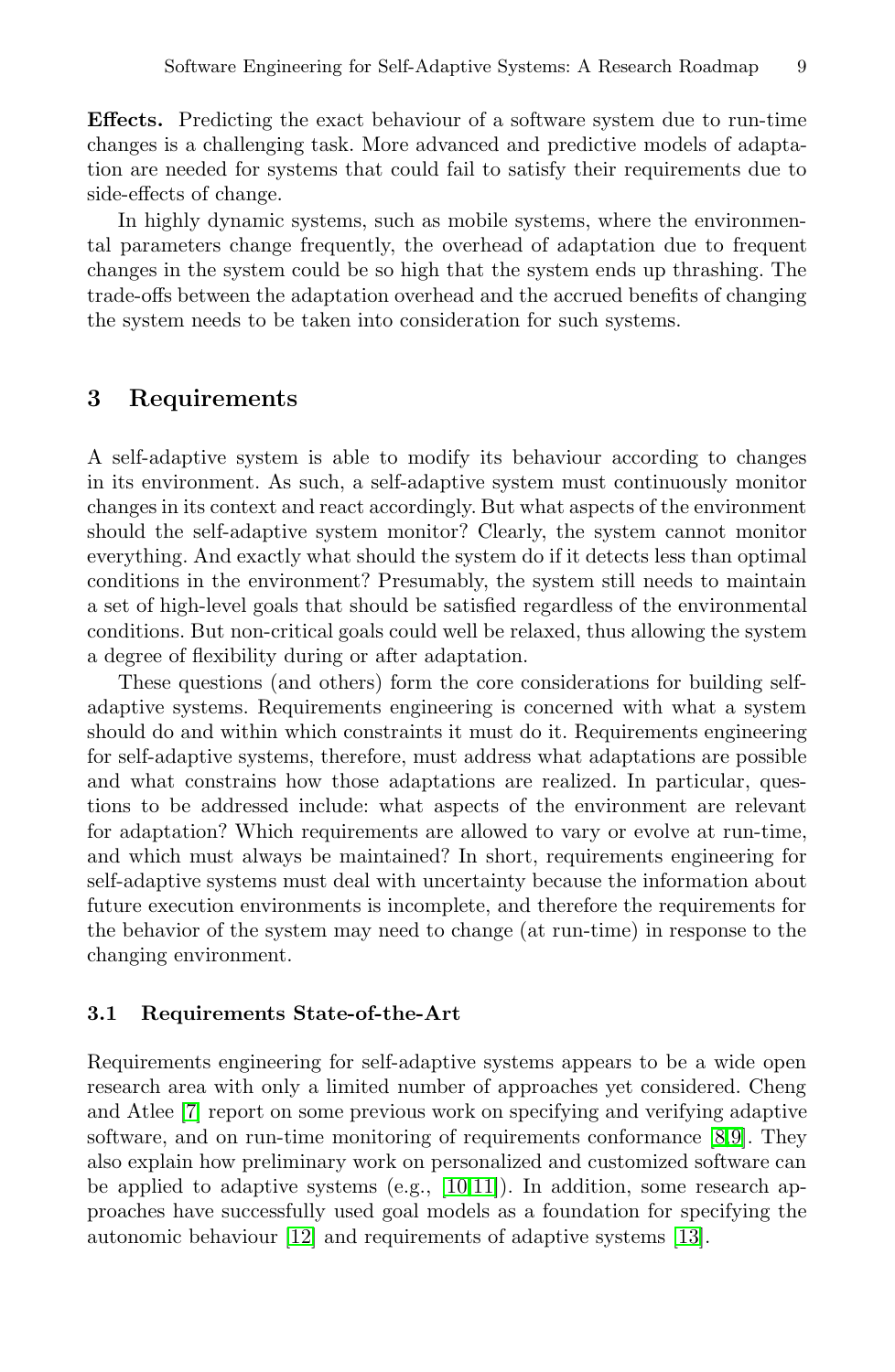**Effects.** Predicting the exact behaviour of a software system due to run-time changes is a challenging task. More advanced and predictive models of adaptation are needed for systems that could fail to satisfy their requirements due to side-effects of change.

In highly dynamic systems, such as mobile systems, where the environmental parameters change frequently, the overhead of adaptation due to frequent changes in the system could be so high that the system ends up thrashing. The trade-offs between the adaptation overhead and the accrued benefits of changing the system needs to be taken into consideration for such systems.

## 3 Requirements

A self-adaptive system is able to modify its behaviour according to changes in its environment. As such, a self-adaptive system must continuously monitor changes in its context and react accordingly. But what aspects of the environment should the self-adaptive system monitor? Clearly, the system cannot monitor everything. And exactly what should the system do if it detects less than optimal conditions in the environment? Presumably, the system still needs to maintain a set of high-level goals that should be satisfied regardless of the environmental conditions. But non-critical goals could well be relaxed, thus allowing the system a degree of flexibility during or after adaptation.

These questions (and others) form the core considerations for building self-adaptive systems. Requirements engineering is concerned with what a system should do and within which constraints it must do it. Requirements engineering for self-adaptive systems, therefore, must address what adaptations are possible and what constrains how those adaptations are realized. In particular, questions to be addressed include: what aspects of the environment are relevant for adaptation? Which requirements are allowed to vary or evolve at run-time, and which must always be maintained? In short, requirements engineering for self-adaptive systems must deal with uncertainty because the information about future execution environments is incomplete, and therefore the requirements for the behavior of the system may need to change (at run-time) in response to the changing environment.

### 3.1 Requirements State-of-the-Art

Requirements engineering for self-adaptive systems appears to be a wide open research area with only a limited number of approaches yet considered. Cheng and Atlee [7] report on some previous work on specifying and verifying adaptive software, and on run-time monitoring of requirements conformance [8,9]. They also explain how preliminary work on personalized and customized software can be applied to adaptive systems (e.g., [10,11]). In addition, some research approaches have successfully used goal models as a foundation for specifying the autonomic behaviour [12] and requirements of adaptive systems [13].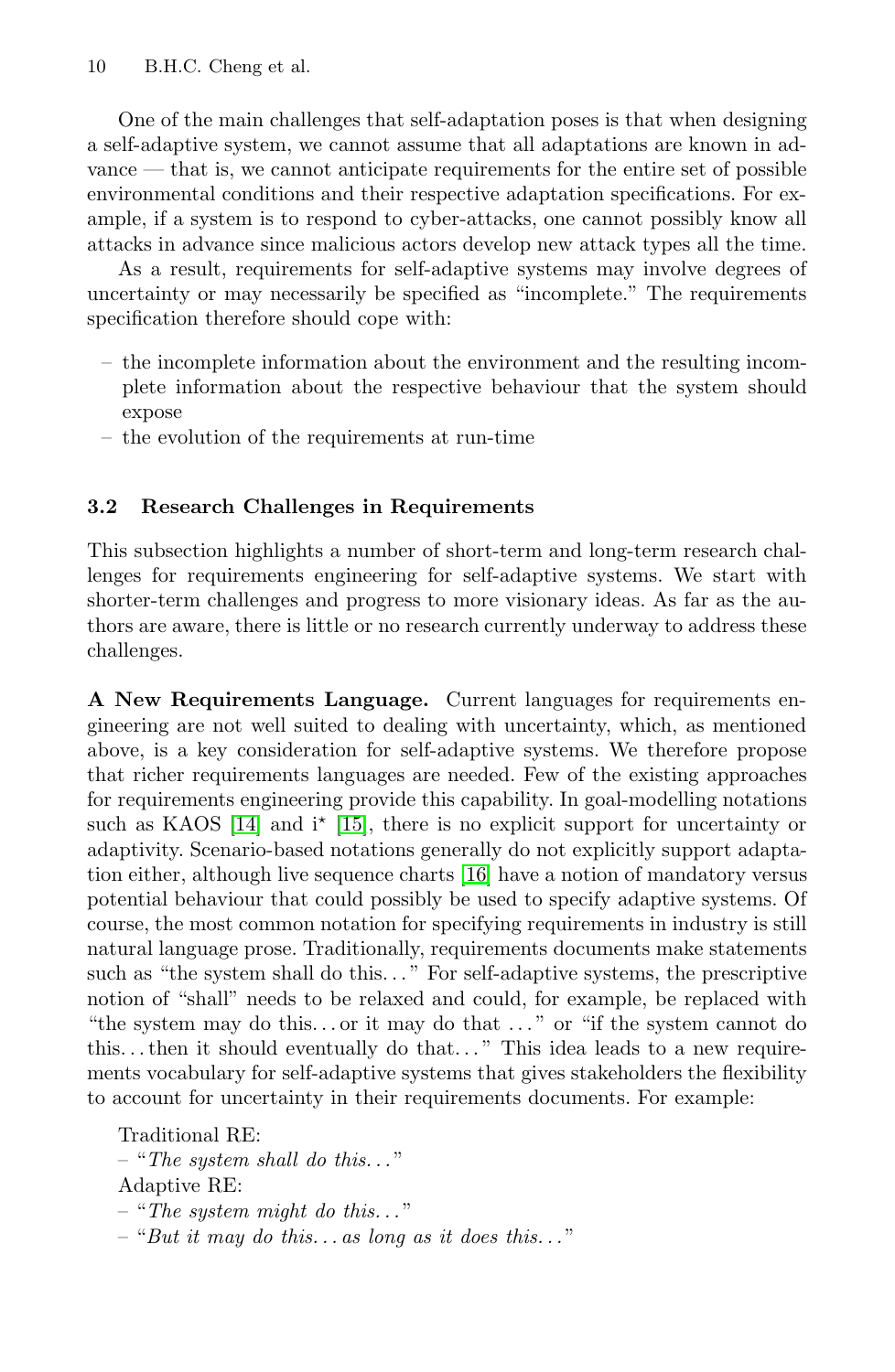One of the main challenges that self-adaptation poses is that when designing a self-adaptive system, we cannot assume that all adaptations are known in advance — that is, we cannot anticipate requirements for the entire set of possible environmental conditions and their respective adaptation specifications. For example, if a system is to respond to cyber-attacks, one cannot possibly know all attacks in advance since malicious actors develop new attack types all the time.

As a result, requirements for self-adaptive systems may involve degrees of uncertainty or may necessarily be specified as "incomplete." The requirements specification therefore should cope with:

- the incomplete information about the environment and the resulting incomplete information about the respective behaviour that the system should expose
- the evolution of the requirements at run-time

### 3.2 Research Challenges in Requirements

This subsection highlights a number of short-term and long-term research challenges for requirements engineering for self-adaptive systems. We start with shorter-term challenges and progress to more visionary ideas. As far as the authors are aware, there is little or no research currently underway to address these challenges.

**A New Requirements Language.** Current languages for requirements engineering are not well suited to dealing with uncertainty, which, as mentioned above, is a key consideration for self-adaptive systems. We therefore propose that richer requirements languages are needed. Few of the existing approaches for requirements engineering provide this capability. In goal-modelling notations such as KAOS [14] and i* [15], there is no explicit support for uncertainty or adaptivity. Scenario-based notations generally do not explicitly support adaptation either, although live sequence charts [16] have a notion of mandatory versus potential behaviour that could possibly be used to specify adaptive systems. Of course, the most common notation for specifying requirements in industry is still natural language prose. Traditionally, requirements documents make statements such as "the system shall do this..." For self-adaptive systems, the prescriptive notion of "shall" needs to be relaxed and could, for example, be replaced with "the system may do this... or it may do that ..." or "if the system cannot do this... then it should eventually do that..." This idea leads to a new requirements vocabulary for self-adaptive systems that gives stakeholders the flexibility to account for uncertainty in their requirements documents. For example:

Traditional RE:
- "*The system shall do this...*"

Adaptive RE:
- "*The system might do this...*"
- "*But it may do this... as long as it does this...*"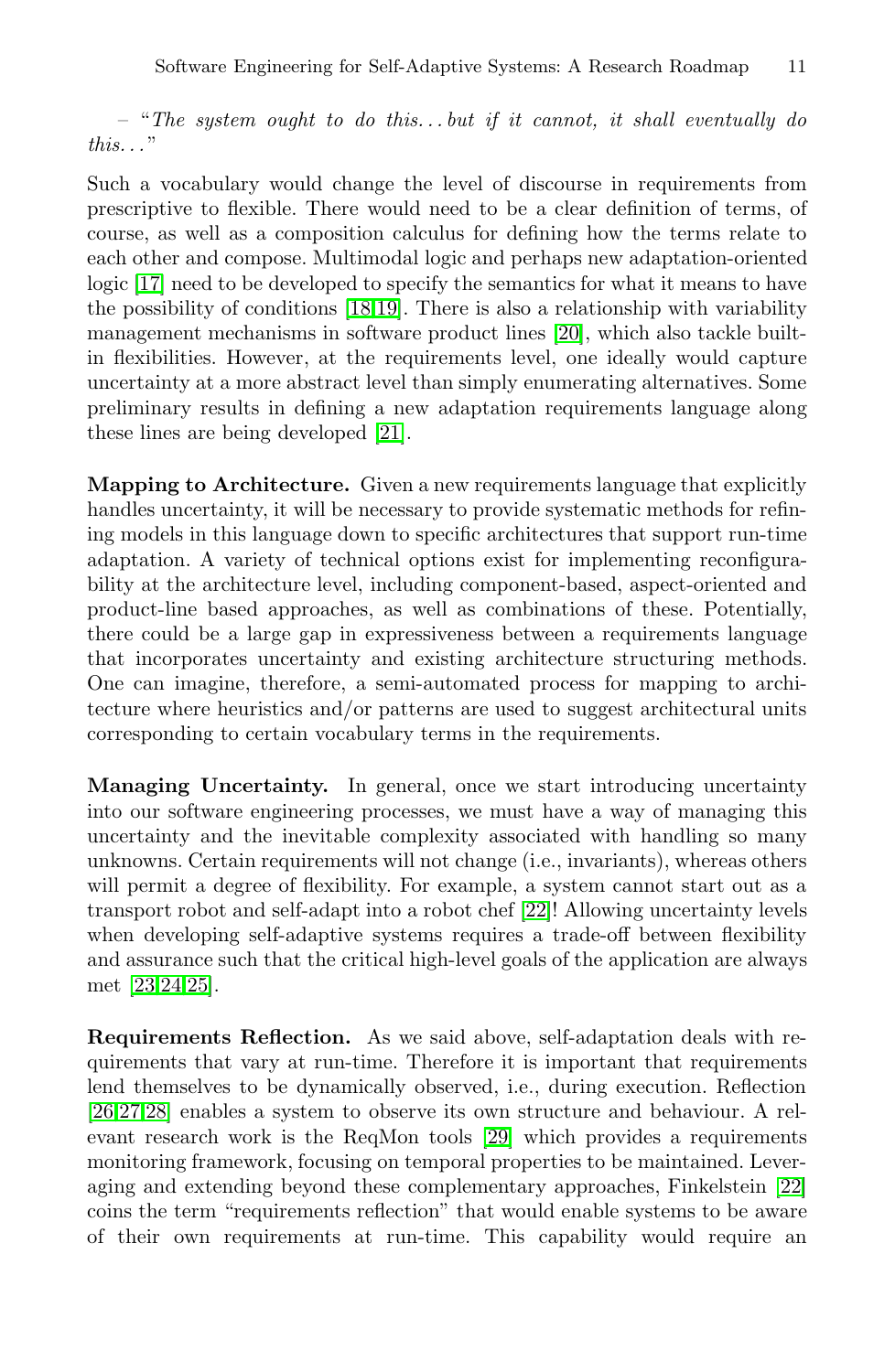– "*The system ought to do this... but if it cannot, it shall eventually do this...*"

Such a vocabulary would change the level of discourse in requirements from prescriptive to flexible. There would need to be a clear definition of terms, of course, as well as a composition calculus for defining how the terms relate to each other and compose. Multimodal logic and perhaps new adaptation-oriented logic [17] need to be developed to specify the semantics for what it means to have the possibility of conditions [18,19]. There is also a relationship with variability management mechanisms in software product lines [20], which also tackle built-in flexibilities. However, at the requirements level, one ideally would capture uncertainty at a more abstract level than simply enumerating alternatives. Some preliminary results in defining a new adaptation requirements language along these lines are being developed [21].

**Mapping to Architecture.** Given a new requirements language that explicitly handles uncertainty, it will be necessary to provide systematic methods for refining models in this language down to specific architectures that support run-time adaptation. A variety of technical options exist for implementing reconfigurability at the architecture level, including component-based, aspect-oriented and product-line based approaches, as well as combinations of these. Potentially, there could be a large gap in expressiveness between a requirements language that incorporates uncertainty and existing architecture structuring methods. One can imagine, therefore, a semi-automated process for mapping to architecture where heuristics and/or patterns are used to suggest architectural units corresponding to certain vocabulary terms in the requirements.

**Managing Uncertainty.** In general, once we start introducing uncertainty into our software engineering processes, we must have a way of managing this uncertainty and the inevitable complexity associated with handling so many unknowns. Certain requirements will not change (i.e., invariants), whereas others will permit a degree of flexibility. For example, a system cannot start out as a transport robot and self-adapt into a robot chef [22]! Allowing uncertainty levels when developing self-adaptive systems requires a trade-off between flexibility and assurance such that the critical high-level goals of the application are always met [23,24,25].

**Requirements Reflection.** As we said above, self-adaptation deals with requirements that vary at run-time. Therefore it is important that requirements lend themselves to be dynamically observed, i.e., during execution. Reflection [26,27,28] enables a system to observe its own structure and behaviour. A relevant research work is the ReqMon tools [29] which provides a requirements monitoring framework, focusing on temporal properties to be maintained. Leveraging and extending beyond these complementary approaches, Finkelstein [22] coins the term "requirements reflection" that would enable systems to be aware of their own requirements at run-time. This capability would require an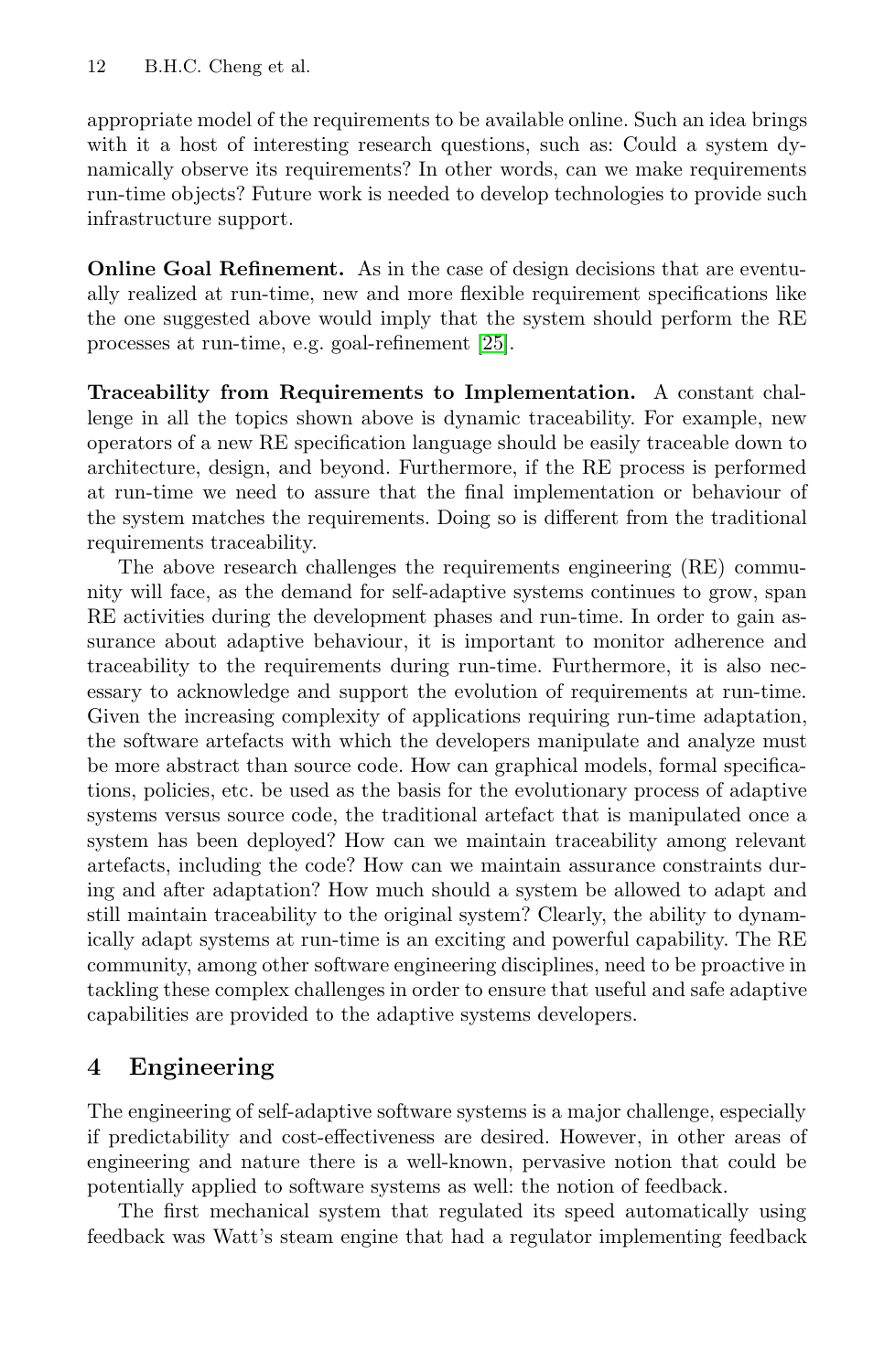appropriate model of the requirements to be available online. Such an idea brings with it a host of interesting research questions, such as: Could a system dynamically observe its requirements? In other words, can we make requirements run-time objects? Future work is needed to develop technologies to provide such infrastructure support.

**Online Goal Refinement.** As in the case of design decisions that are eventually realized at run-time, new and more flexible requirement specifications like the one suggested above would imply that the system should perform the RE processes at run-time, e.g. goal-refinement [25].

**Traceability from Requirements to Implementation.** A constant challenge in all the topics shown above is dynamic traceability. For example, new operators of a new RE specification language should be easily traceable down to architecture, design, and beyond. Furthermore, if the RE process is performed at run-time we need to assure that the final implementation or behaviour of the system matches the requirements. Doing so is different from the traditional requirements traceability.

The above research challenges the requirements engineering (RE) community will face, as the demand for self-adaptive systems continues to grow, span RE activities during the development phases and run-time. In order to gain assurance about adaptive behaviour, it is important to monitor adherence and traceability to the requirements during run-time. Furthermore, it is also necessary to acknowledge and support the evolution of requirements at run-time. Given the increasing complexity of applications requiring run-time adaptation, the software artefacts with which the developers manipulate and analyze must be more abstract than source code. How can graphical models, formal specifications, policies, etc. be used as the basis for the evolutionary process of adaptive systems versus source code, the traditional artefact that is manipulated once a system has been deployed? How can we maintain traceability among relevant artefacts, including the code? How can we maintain assurance constraints during and after adaptation? How much should a system be allowed to adapt and still maintain traceability to the original system? Clearly, the ability to dynamically adapt systems at run-time is an exciting and powerful capability. The RE community, among other software engineering disciplines, need to be proactive in tackling these complex challenges in order to ensure that useful and safe adaptive capabilities are provided to the adaptive systems developers.

## 4 Engineering

The engineering of self-adaptive software systems is a major challenge, especially if predictability and cost-effectiveness are desired. However, in other areas of engineering and nature there is a well-known, pervasive notion that could be potentially applied to software systems as well: the notion of feedback.

The first mechanical system that regulated its speed automatically using feedback was Watt's steam engine that had a regulator implementing feedback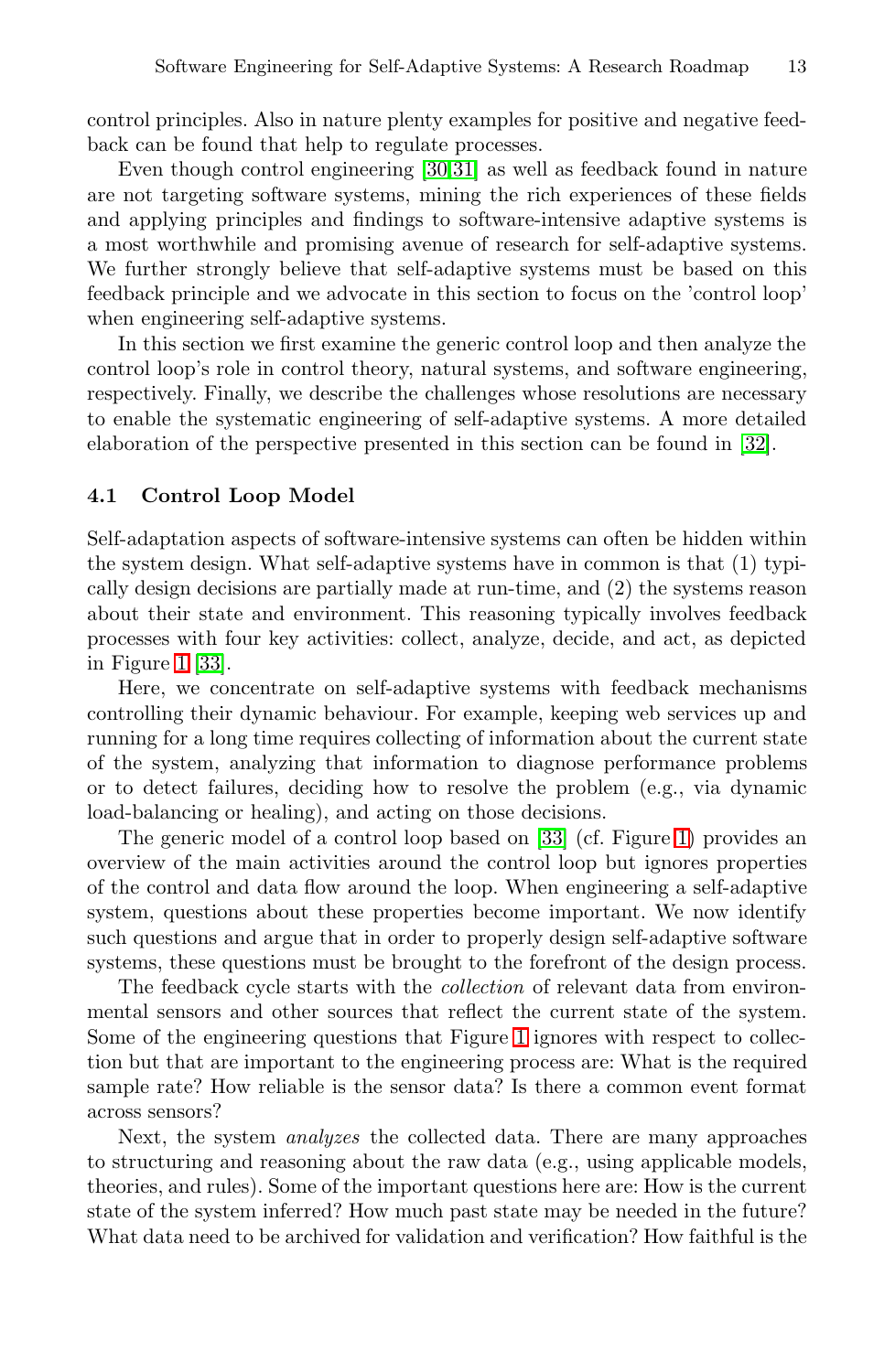control principles. Also in nature plenty examples for positive and negative feedback can be found that help to regulate processes.

Even though control engineering [30,31] as well as feedback found in nature are not targeting software systems, mining the rich experiences of these fields and applying principles and findings to software-intensive adaptive systems is a most worthwhile and promising avenue of research for self-adaptive systems. We further strongly believe that self-adaptive systems must be based on this feedback principle and we advocate in this section to focus on the 'control loop' when engineering self-adaptive systems.

In this section we first examine the generic control loop and then analyze the control loop's role in control theory, natural systems, and software engineering, respectively. Finally, we describe the challenges whose resolutions are necessary to enable the systematic engineering of self-adaptive systems. A more detailed elaboration of the perspective presented in this section can be found in [32].

### 4.1 Control Loop Model

Self-adaptation aspects of software-intensive systems can often be hidden within the system design. What self-adaptive systems have in common is that (1) typically design decisions are partially made at run-time, and (2) the systems reason about their state and environment. This reasoning typically involves feedback processes with four key activities: collect, analyze, decide, and act, as depicted in Figure 1 [33].

Here, we concentrate on self-adaptive systems with feedback mechanisms controlling their dynamic behaviour. For example, keeping web services up and running for a long time requires collecting of information about the current state of the system, analyzing that information to diagnose performance problems or to detect failures, deciding how to resolve the problem (e.g., via dynamic load-balancing or healing), and acting on those decisions.

The generic model of a control loop based on [33] (cf. Figure 1) provides an overview of the main activities around the control loop but ignores properties of the control and data flow around the loop. When engineering a self-adaptive system, questions about these properties become important. We now identify such questions and argue that in order to properly design self-adaptive software systems, these questions must be brought to the forefront of the design process.

The feedback cycle starts with the *collection* of relevant data from environmental sensors and other sources that reflect the current state of the system. Some of the engineering questions that Figure 1 ignores with respect to collection but that are important to the engineering process are: What is the required sample rate? How reliable is the sensor data? Is there a common event format across sensors?

Next, the system *analyzes* the collected data. There are many approaches to structuring and reasoning about the raw data (e.g., using applicable models, theories, and rules). Some of the important questions here are: How is the current state of the system inferred? How much past state may be needed in the future? What data need to be archived for validation and verification? How faithful is the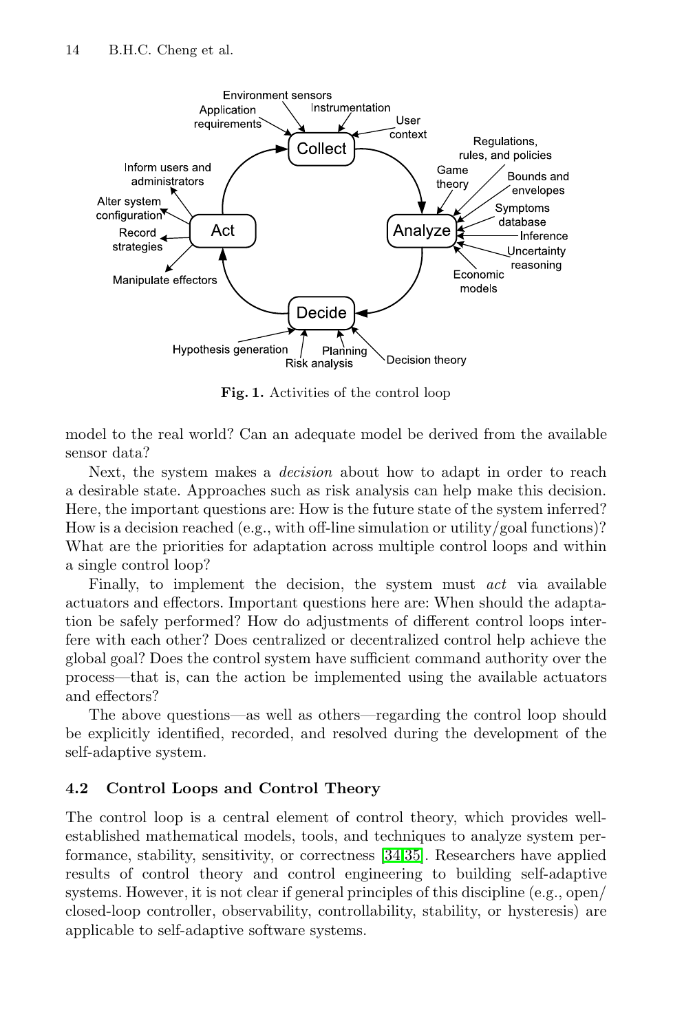Fig. 1. Activities of the control loop

model to the real world? Can an adequate model be derived from the available sensor data?

Next, the system makes a *decision* about how to adapt in order to reach a desirable state. Approaches such as risk analysis can help make this decision. Here, the important questions are: How is the future state of the system inferred? How is a decision reached (e.g., with off-line simulation or utility/goal functions)? What are the priorities for adaptation across multiple control loops and within a single control loop?

Finally, to implement the decision, the system must *act* via available actuators and effectors. Important questions here are: When should the adaptation be safely performed? How do adjustments of different control loops interfere with each other? Does centralized or decentralized control help achieve the global goal? Does the control system have sufficient command authority over the process—that is, can the action be implemented using the available actuators and effectors?

The above questions—as well as others—regarding the control loop should be explicitly identified, recorded, and resolved during the development of the self-adaptive system.

### 4.2 Control Loops and Control Theory

The control loop is a central element of control theory, which provides well-established mathematical models, tools, and techniques to analyze system performance, stability, sensitivity, or correctness [34,35]. Researchers have applied results of control theory and control engineering to building self-adaptive systems. However, it is not clear if general principles of this discipline (e.g., open/closed-loop controller, observability, controllability, stability, or hysteresis) are applicable to self-adaptive software systems.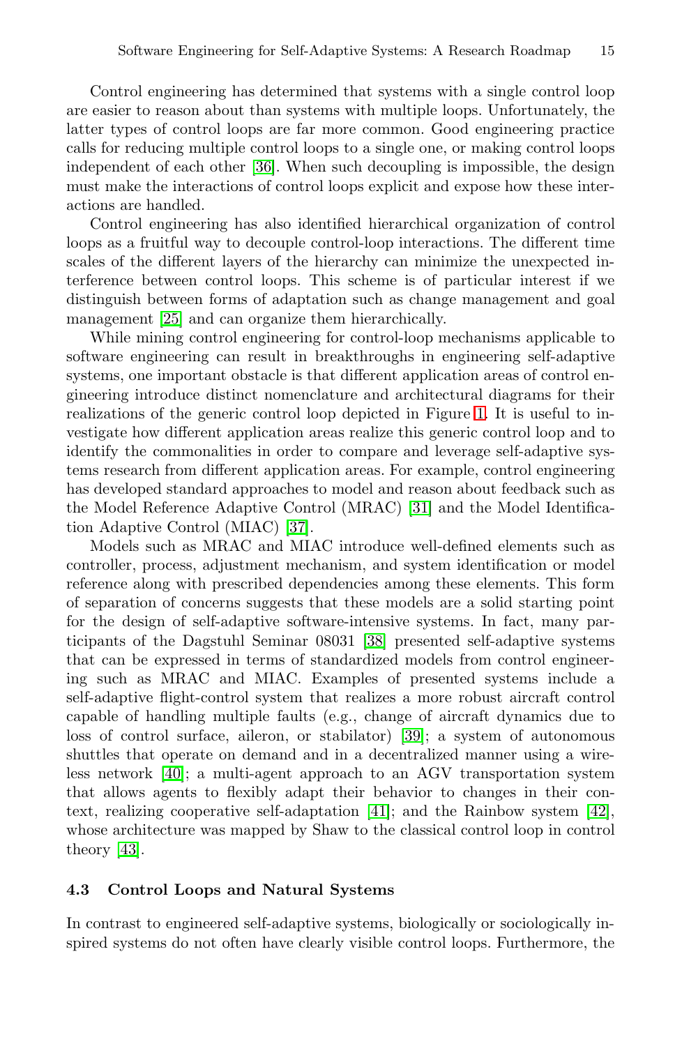Control engineering has determined that systems with a single control loop are easier to reason about than systems with multiple loops. Unfortunately, the latter types of control loops are far more common. Good engineering practice calls for reducing multiple control loops to a single one, or making control loops independent of each other [36]. When such decoupling is impossible, the design must make the interactions of control loops explicit and expose how these interactions are handled.

Control engineering has also identified hierarchical organization of control loops as a fruitful way to decouple control-loop interactions. The different time scales of the different layers of the hierarchy can minimize the unexpected interference between control loops. This scheme is of particular interest if we distinguish between forms of adaptation such as change management and goal management [25] and can organize them hierarchically.

While mining control engineering for control-loop mechanisms applicable to software engineering can result in breakthroughs in engineering self-adaptive systems, one important obstacle is that different application areas of control engineering introduce distinct nomenclature and architectural diagrams for their realizations of the generic control loop depicted in Figure 1. It is useful to investigate how different application areas realize this generic control loop and to identify the commonalities in order to compare and leverage self-adaptive systems research from different application areas. For example, control engineering has developed standard approaches to model and reason about feedback such as the Model Reference Adaptive Control (MRAC) [31] and the Model Identification Adaptive Control (MIAC) [37].

Models such as MRAC and MIAC introduce well-defined elements such as controller, process, adjustment mechanism, and system identification or model reference along with prescribed dependencies among these elements. This form of separation of concerns suggests that these models are a solid starting point for the design of self-adaptive software-intensive systems. In fact, many participants of the Dagstuhl Seminar 08031 [38] presented self-adaptive systems that can be expressed in terms of standardized models from control engineering such as MRAC and MIAC. Examples of presented systems include a self-adaptive flight-control system that realizes a more robust aircraft control capable of handling multiple faults (e.g., change of aircraft dynamics due to loss of control surface, aileron, or stabilator) [39]; a system of autonomous shuttles that operate on demand and in a decentralized manner using a wireless network [40]; a multi-agent approach to an AGV transportation system that allows agents to flexibly adapt their behavior to changes in their context, realizing cooperative self-adaptation [41]; and the Rainbow system [42], whose architecture was mapped by Shaw to the classical control loop in control theory [43].

### 4.3 Control Loops and Natural Systems

In contrast to engineered self-adaptive systems, biologically or sociologically inspired systems do not often have clearly visible control loops. Furthermore, the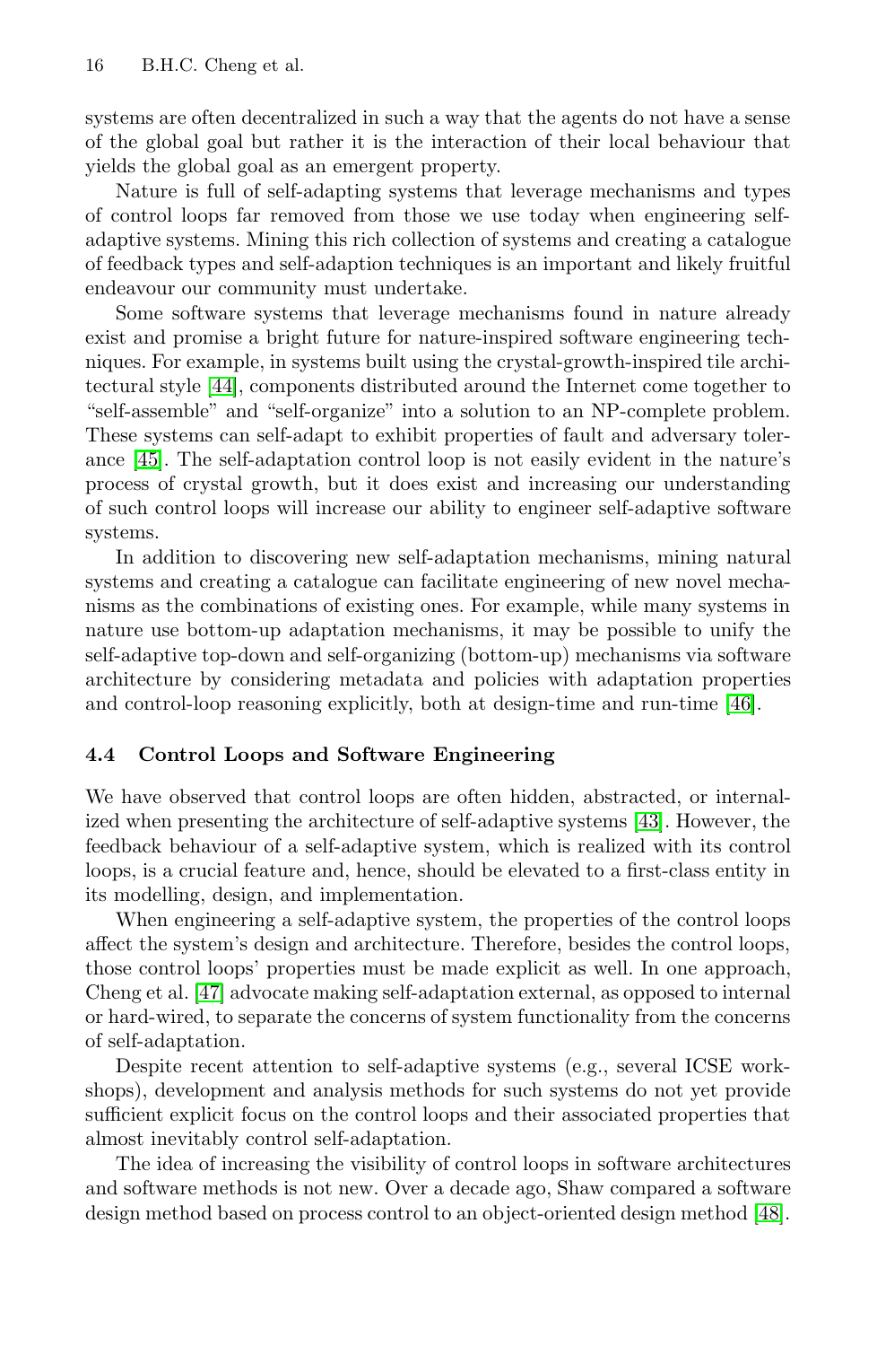systems are often decentralized in such a way that the agents do not have a sense of the global goal but rather it is the interaction of their local behaviour that yields the global goal as an emergent property.

Nature is full of self-adapting systems that leverage mechanisms and types of control loops far removed from those we use today when engineering self-adaptive systems. Mining this rich collection of systems and creating a catalogue of feedback types and self-adaption techniques is an important and likely fruitful endeavour our community must undertake.

Some software systems that leverage mechanisms found in nature already exist and promise a bright future for nature-inspired software engineering techniques. For example, in systems built using the crystal-growth-inspired tile architectural style [44], components distributed around the Internet come together to "self-assemble" and "self-organize" into a solution to an NP-complete problem. These systems can self-adapt to exhibit properties of fault and adversary tolerance [45]. The self-adaptation control loop is not easily evident in the nature's process of crystal growth, but it does exist and increasing our understanding of such control loops will increase our ability to engineer self-adaptive software systems.

In addition to discovering new self-adaptation mechanisms, mining natural systems and creating a catalogue can facilitate engineering of new novel mechanisms as the combinations of existing ones. For example, while many systems in nature use bottom-up adaptation mechanisms, it may be possible to unify the self-adaptive top-down and self-organizing (bottom-up) mechanisms via software architecture by considering metadata and policies with adaptation properties and control-loop reasoning explicitly, both at design-time and run-time [46].

### 4.4 Control Loops and Software Engineering

We have observed that control loops are often hidden, abstracted, or internalized when presenting the architecture of self-adaptive systems [43]. However, the feedback behaviour of a self-adaptive system, which is realized with its control loops, is a crucial feature and, hence, should be elevated to a first-class entity in its modelling, design, and implementation.

When engineering a self-adaptive system, the properties of the control loops affect the system's design and architecture. Therefore, besides the control loops, those control loops' properties must be made explicit as well. In one approach, Cheng et al. [47] advocate making self-adaptation external, as opposed to internal or hard-wired, to separate the concerns of system functionality from the concerns of self-adaptation.

Despite recent attention to self-adaptive systems (e.g., several ICSE workshops), development and analysis methods for such systems do not yet provide sufficient explicit focus on the control loops and their associated properties that almost inevitably control self-adaptation.

The idea of increasing the visibility of control loops in software architectures and software methods is not new. Over a decade ago, Shaw compared a software design method based on process control to an object-oriented design method [48].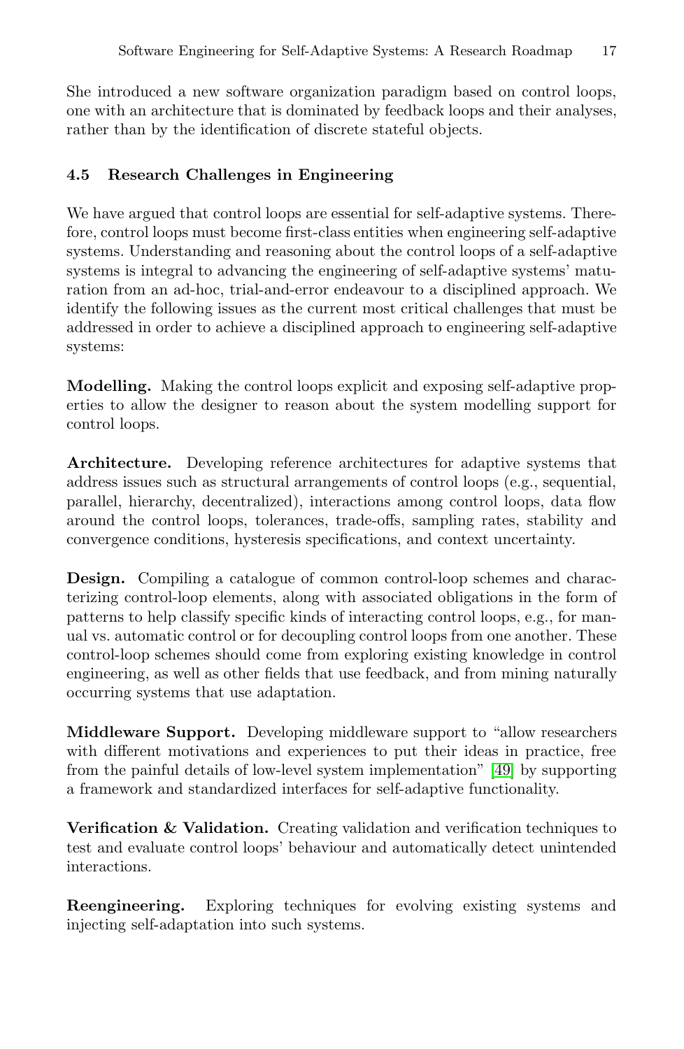She introduced a new software organization paradigm based on control loops, one with an architecture that is dominated by feedback loops and their analyses, rather than by the identification of discrete stateful objects.

### 4.5 Research Challenges in Engineering

We have argued that control loops are essential for self-adaptive systems. Therefore, control loops must become first-class entities when engineering self-adaptive systems. Understanding and reasoning about the control loops of a self-adaptive systems is integral to advancing the engineering of self-adaptive systems' maturation from an ad-hoc, trial-and-error endeavour to a disciplined approach. We identify the following issues as the current most critical challenges that must be addressed in order to achieve a disciplined approach to engineering self-adaptive systems:

**Modelling.** Making the control loops explicit and exposing self-adaptive properties to allow the designer to reason about the system modelling support for control loops.

**Architecture.** Developing reference architectures for adaptive systems that address issues such as structural arrangements of control loops (e.g., sequential, parallel, hierarchy, decentralized), interactions among control loops, data flow around the control loops, tolerances, trade-offs, sampling rates, stability and convergence conditions, hysteresis specifications, and context uncertainty.

**Design.** Compiling a catalogue of common control-loop schemes and characterizing control-loop elements, along with associated obligations in the form of patterns to help classify specific kinds of interacting control loops, e.g., for manual vs. automatic control or for decoupling control loops from one another. These control-loop schemes should come from exploring existing knowledge in control engineering, as well as other fields that use feedback, and from mining naturally occurring systems that use adaptation.

**Middleware Support.** Developing middleware support to "allow researchers with different motivations and experiences to put their ideas in practice, free from the painful details of low-level system implementation" [49] by supporting a framework and standardized interfaces for self-adaptive functionality.

**Verification & Validation.** Creating validation and verification techniques to test and evaluate control loops' behaviour and automatically detect unintended interactions.

**Reengineering.** Exploring techniques for evolving existing systems and injecting self-adaptation into such systems.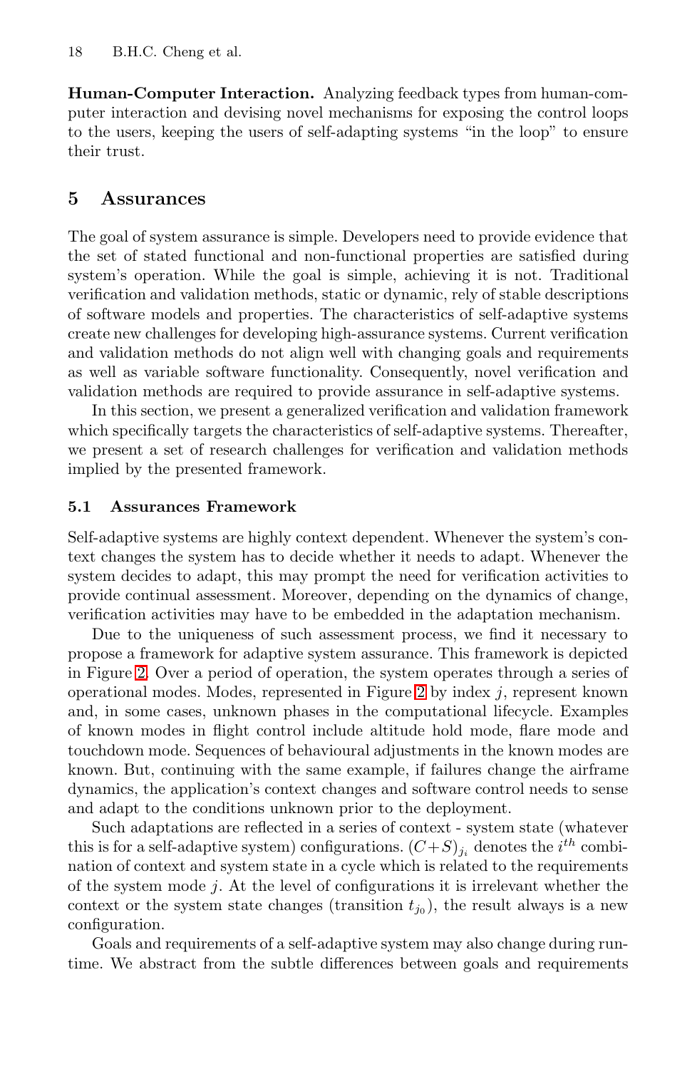**Human-Computer Interaction.** Analyzing feedback types from human-computer interaction and devising novel mechanisms for exposing the control loops to the users, keeping the users of self-adapting systems "in the loop" to ensure their trust.

## 5 Assurances

The goal of system assurance is simple. Developers need to provide evidence that the set of stated functional and non-functional properties are satisfied during system's operation. While the goal is simple, achieving it is not. Traditional verification and validation methods, static or dynamic, rely of stable descriptions of software models and properties. The characteristics of self-adaptive systems create new challenges for developing high-assurance systems. Current verification and validation methods do not align well with changing goals and requirements as well as variable software functionality. Consequently, novel verification and validation methods are required to provide assurance in self-adaptive systems.

In this section, we present a generalized verification and validation framework which specifically targets the characteristics of self-adaptive systems. Thereafter, we present a set of research challenges for verification and validation methods implied by the presented framework.

### 5.1 Assurances Framework

Self-adaptive systems are highly context dependent. Whenever the system's context changes the system has to decide whether it needs to adapt. Whenever the system decides to adapt, this may prompt the need for verification activities to provide continual assessment. Moreover, depending on the dynamics of change, verification activities may have to be embedded in the adaptation mechanism.

Due to the uniqueness of such assessment process, we find it necessary to propose a framework for adaptive system assurance. This framework is depicted in Figure 2. Over a period of operation, the system operates through a series of operational modes. Modes, represented in Figure 2 by index $j$, represent known and, in some cases, unknown phases in the computational lifecycle. Examples of known modes in flight control include altitude hold mode, flare mode and touchdown mode. Sequences of behavioural adjustments in the known modes are known. But, continuing with the same example, if failures change the airframe dynamics, the application's context changes and software control needs to sense and adapt to the conditions unknown prior to the deployment.

Such adaptations are reflected in a series of context - system state (whatever this is for a self-adaptive system) configurations. $(C+S)_{j_i}$ denotes the $i^{th}$ combination of context and system state in a cycle which is related to the requirements of the system mode $j$. At the level of configurations it is irrelevant whether the context or the system state changes (transition $t_{j_0}$), the result always is a new configuration.

Goals and requirements of a self-adaptive system may also change during run-time. We abstract from the subtle differences between goals and requirements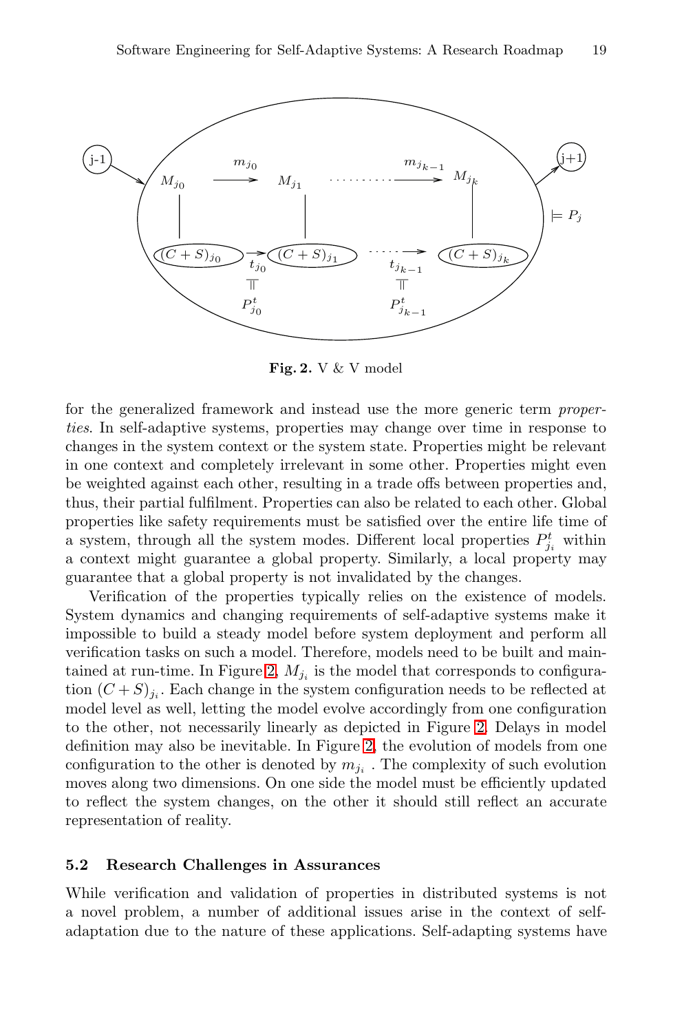**Fig. 2.** V & V model

for the generalized framework and instead use the more generic term *properties*. In self-adaptive systems, properties may change over time in response to changes in the system context or the system state. Properties might be relevant in one context and completely irrelevant in some other. Properties might even be weighted against each other, resulting in a trade offs between properties and, thus, their partial fulfilment. Properties can also be related to each other. Global properties like safety requirements must be satisfied over the entire life time of a system, through all the system modes. Different local properties $P^t_{j_i}$ within a context might guarantee a global property. Similarly, a local property may guarantee that a global property is not invalidated by the changes.

Verification of the properties typically relies on the existence of models. System dynamics and changing requirements of self-adaptive systems make it impossible to build a steady model before system deployment and perform all verification tasks on such a model. Therefore, models need to be built and maintained at run-time. In Figure 2, $M_{j_i}$ is the model that corresponds to configuration $(C+S)_{j_i}$. Each change in the system configuration needs to be reflected at model level as well, letting the model evolve accordingly from one configuration to the other, not necessarily linearly as depicted in Figure 2. Delays in model definition may also be inevitable. In Figure 2, the evolution of models from one configuration to the other is denoted by $m_{j_i}$ . The complexity of such evolution moves along two dimensions. On one side the model must be efficiently updated to reflect the system changes, on the other it should still reflect an accurate representation of reality.

### 5.2 Research Challenges in Assurances

While verification and validation of properties in distributed systems is not a novel problem, a number of additional issues arise in the context of self-adaptation due to the nature of these applications. Self-adapting systems have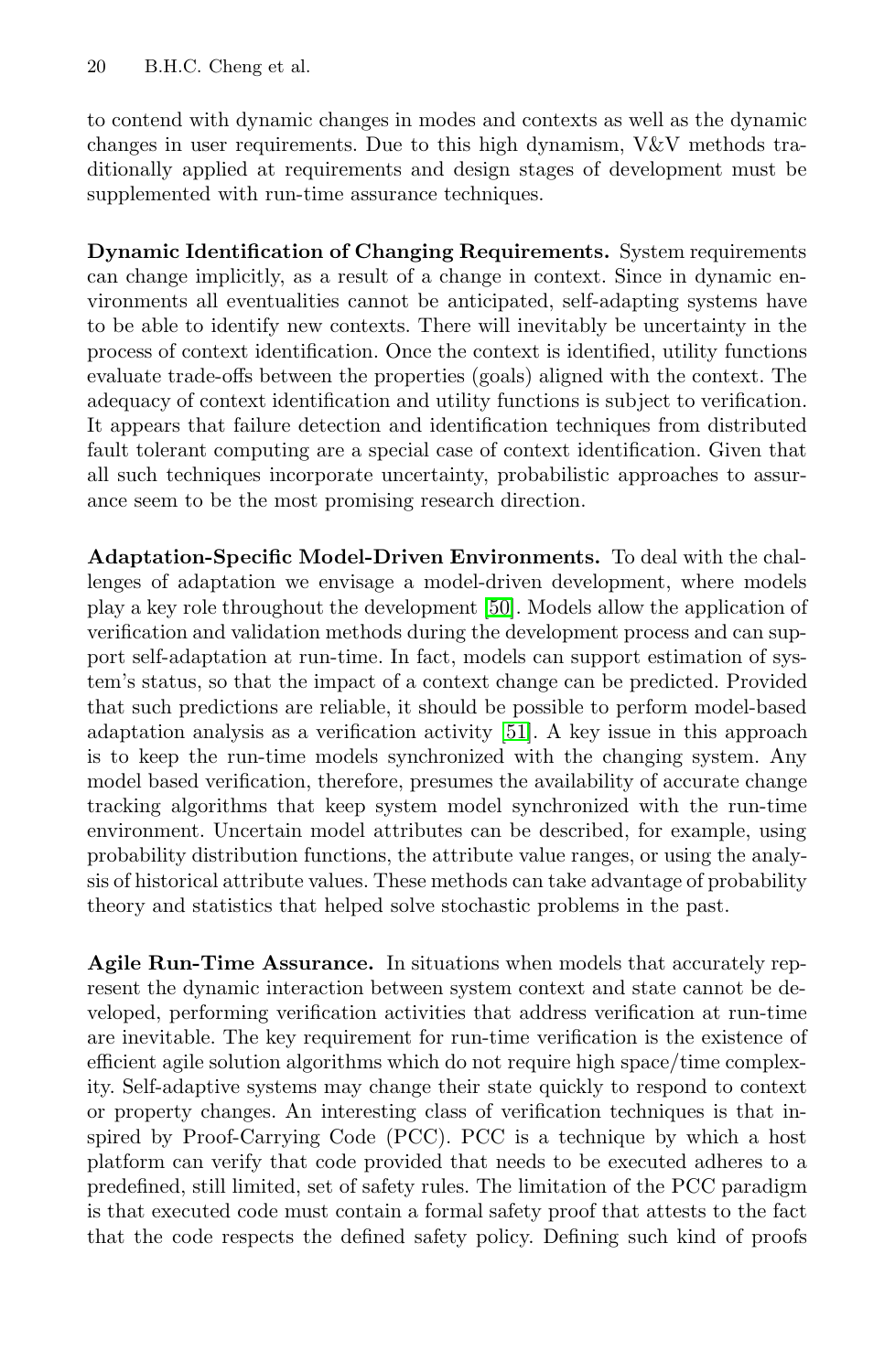to contend with dynamic changes in modes and contexts as well as the dynamic changes in user requirements. Due to this high dynamism, V&V methods traditionally applied at requirements and design stages of development must be supplemented with run-time assurance techniques.

**Dynamic Identification of Changing Requirements.** System requirements can change implicitly, as a result of a change in context. Since in dynamic environments all eventualities cannot be anticipated, self-adapting systems have to be able to identify new contexts. There will inevitably be uncertainty in the process of context identification. Once the context is identified, utility functions evaluate trade-offs between the properties (goals) aligned with the context. The adequacy of context identification and utility functions is subject to verification. It appears that failure detection and identification techniques from distributed fault tolerant computing are a special case of context identification. Given that all such techniques incorporate uncertainty, probabilistic approaches to assurance seem to be the most promising research direction.

**Adaptation-Specific Model-Driven Environments.** To deal with the challenges of adaptation we envisage a model-driven development, where models play a key role throughout the development [50]. Models allow the application of verification and validation methods during the development process and can support self-adaptation at run-time. In fact, models can support estimation of system's status, so that the impact of a context change can be predicted. Provided that such predictions are reliable, it should be possible to perform model-based adaptation analysis as a verification activity [51]. A key issue in this approach is to keep the run-time models synchronized with the changing system. Any model based verification, therefore, presumes the availability of accurate change tracking algorithms that keep system model synchronized with the run-time environment. Uncertain model attributes can be described, for example, using probability distribution functions, the attribute value ranges, or using the analysis of historical attribute values. These methods can take advantage of probability theory and statistics that helped solve stochastic problems in the past.

**Agile Run-Time Assurance.** In situations when models that accurately represent the dynamic interaction between system context and state cannot be developed, performing verification activities that address verification at run-time are inevitable. The key requirement for run-time verification is the existence of efficient agile solution algorithms which do not require high space/time complexity. Self-adaptive systems may change their state quickly to respond to context or property changes. An interesting class of verification techniques is that inspired by Proof-Carrying Code (PCC). PCC is a technique by which a host platform can verify that code provided that needs to be executed adheres to a predefined, still limited, set of safety rules. The limitation of the PCC paradigm is that executed code must contain a formal safety proof that attests to the fact that the code respects the defined safety policy. Defining such kind of proofs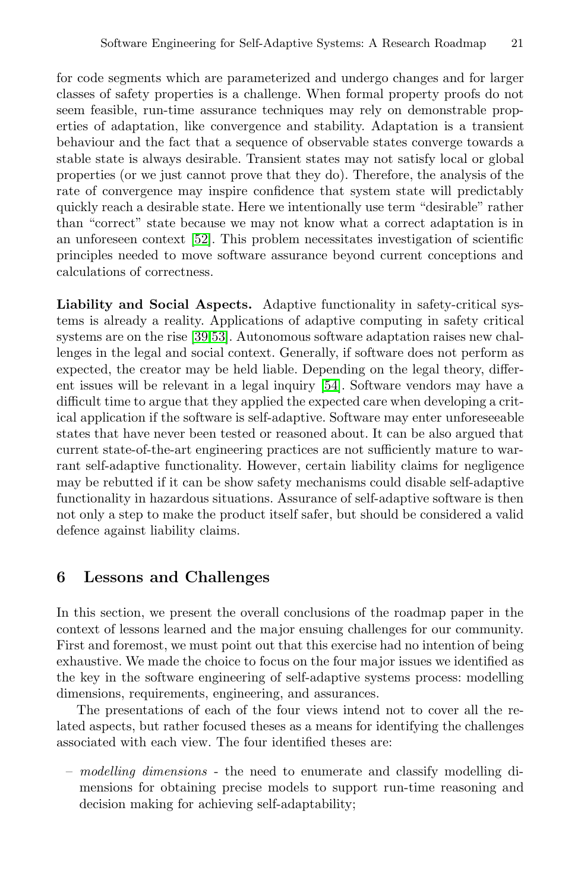for code segments which are parameterized and undergo changes and for larger classes of safety properties is a challenge. When formal property proofs do not seem feasible, run-time assurance techniques may rely on demonstrable properties of adaptation, like convergence and stability. Adaptation is a transient behaviour and the fact that a sequence of observable states converge towards a stable state is always desirable. Transient states may not satisfy local or global properties (or we just cannot prove that they do). Therefore, the analysis of the rate of convergence may inspire confidence that system state will predictably quickly reach a desirable state. Here we intentionally use term "desirable" rather than "correct" state because we may not know what a correct adaptation is in an unforeseen context [52]. This problem necessitates investigation of scientific principles needed to move software assurance beyond current conceptions and calculations of correctness.

**Liability and Social Aspects.** Adaptive functionality in safety-critical systems is already a reality. Applications of adaptive computing in safety critical systems are on the rise [39,53]. Autonomous software adaptation raises new challenges in the legal and social context. Generally, if software does not perform as expected, the creator may be held liable. Depending on the legal theory, different issues will be relevant in a legal inquiry [54]. Software vendors may have a difficult time to argue that they applied the expected care when developing a critical application if the software is self-adaptive. Software may enter unforeseeable states that have never been tested or reasoned about. It can be also argued that current state-of-the-art engineering practices are not sufficiently mature to warrant self-adaptive functionality. However, certain liability claims for negligence may be rebutted if it can be show safety mechanisms could disable self-adaptive functionality in hazardous situations. Assurance of self-adaptive software is then not only a step to make the product itself safer, but should be considered a valid defence against liability claims.

## 6 Lessons and Challenges

In this section, we present the overall conclusions of the roadmap paper in the context of lessons learned and the major ensuing challenges for our community. First and foremost, we must point out that this exercise had no intention of being exhaustive. We made the choice to focus on the four major issues we identified as the key in the software engineering of self-adaptive systems process: modelling dimensions, requirements, engineering, and assurances.

The presentations of each of the four views intend not to cover all the related aspects, but rather focused theses as a means for identifying the challenges associated with each view. The four identified theses are:

– *modelling dimensions* - the need to enumerate and classify modelling dimensions for obtaining precise models to support run-time reasoning and decision making for achieving self-adaptability;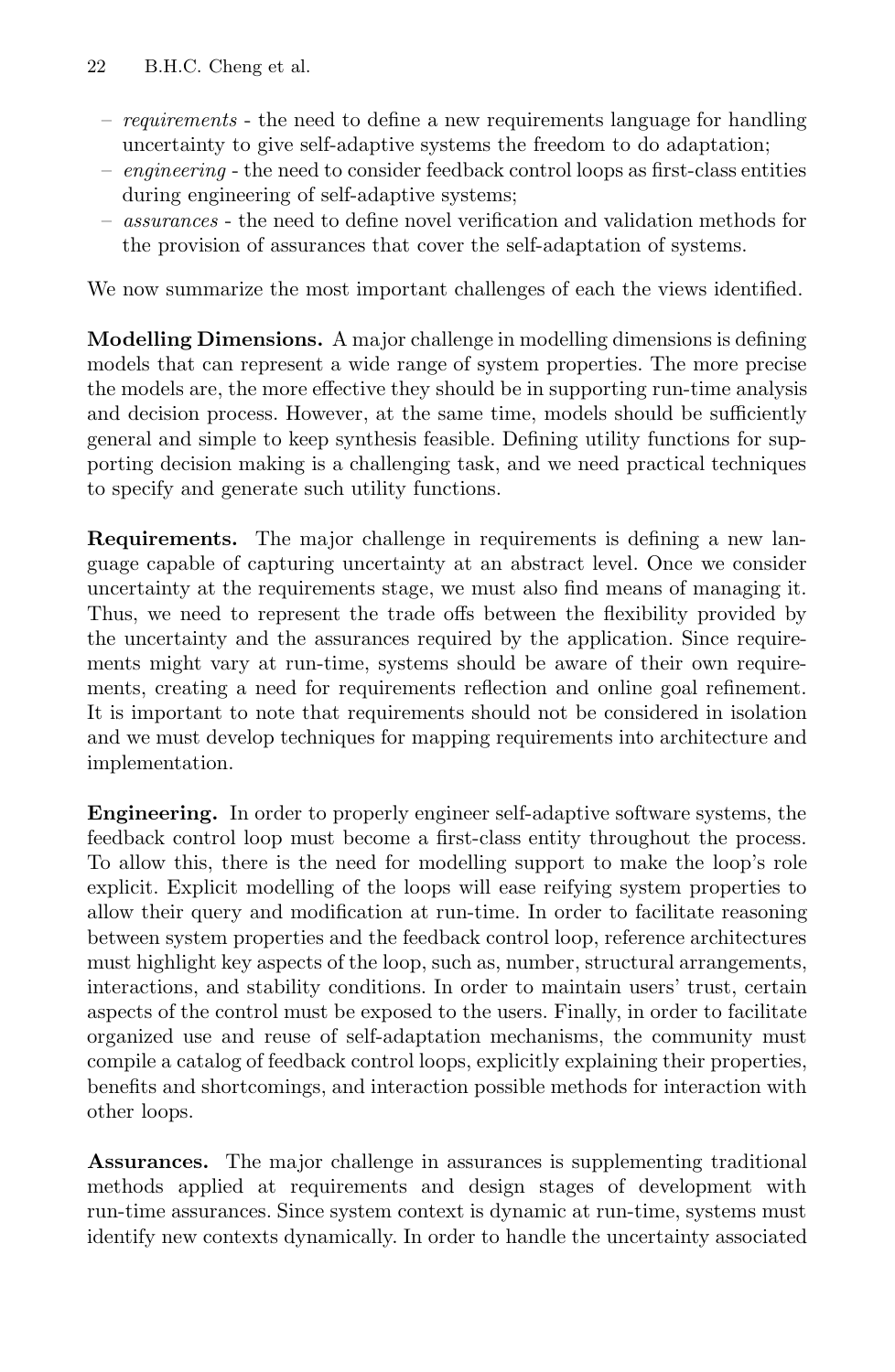- *requirements* - the need to define a new requirements language for handling uncertainty to give self-adaptive systems the freedom to do adaptation;
- *engineering* - the need to consider feedback control loops as first-class entities during engineering of self-adaptive systems;
- *assurances* - the need to define novel verification and validation methods for the provision of assurances that cover the self-adaptation of systems.

We now summarize the most important challenges of each the views identified.

**Modelling Dimensions.** A major challenge in modelling dimensions is defining models that can represent a wide range of system properties. The more precise the models are, the more effective they should be in supporting run-time analysis and decision process. However, at the same time, models should be sufficiently general and simple to keep synthesis feasible. Defining utility functions for supporting decision making is a challenging task, and we need practical techniques to specify and generate such utility functions.

**Requirements.** The major challenge in requirements is defining a new language capable of capturing uncertainty at an abstract level. Once we consider uncertainty at the requirements stage, we must also find means of managing it. Thus, we need to represent the trade offs between the flexibility provided by the uncertainty and the assurances required by the application. Since requirements might vary at run-time, systems should be aware of their own requirements, creating a need for requirements reflection and online goal refinement. It is important to note that requirements should not be considered in isolation and we must develop techniques for mapping requirements into architecture and implementation.

**Engineering.** In order to properly engineer self-adaptive software systems, the feedback control loop must become a first-class entity throughout the process. To allow this, there is the need for modelling support to make the loop's role explicit. Explicit modelling of the loops will ease reifying system properties to allow their query and modification at run-time. In order to facilitate reasoning between system properties and the feedback control loop, reference architectures must highlight key aspects of the loop, such as, number, structural arrangements, interactions, and stability conditions. In order to maintain users' trust, certain aspects of the control must be exposed to the users. Finally, in order to facilitate organized use and reuse of self-adaptation mechanisms, the community must compile a catalog of feedback control loops, explicitly explaining their properties, benefits and shortcomings, and interaction possible methods for interaction with other loops.

**Assurances.** The major challenge in assurances is supplementing traditional methods applied at requirements and design stages of development with run-time assurances. Since system context is dynamic at run-time, systems must identify new contexts dynamically. In order to handle the uncertainty associated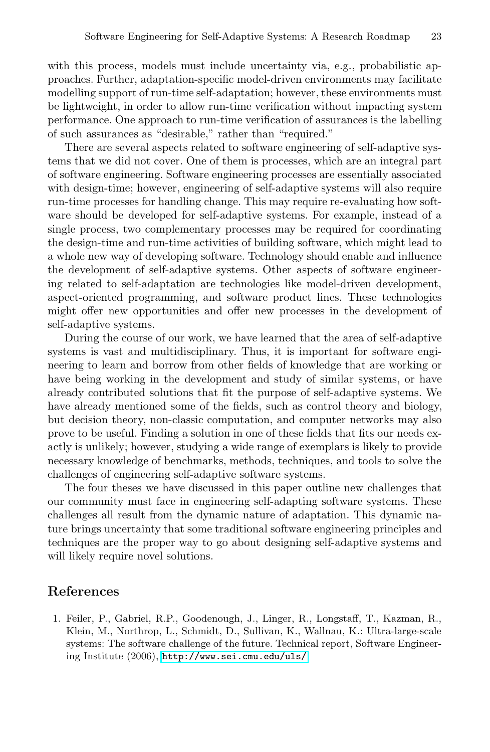with this process, models must include uncertainty via, e.g., probabilistic approaches. Further, adaptation-specific model-driven environments may facilitate modelling support of run-time self-adaptation; however, these environments must be lightweight, in order to allow run-time verification without impacting system performance. One approach to run-time verification of assurances is the labelling of such assurances as "desirable," rather than "required."

There are several aspects related to software engineering of self-adaptive systems that we did not cover. One of them is processes, which are an integral part of software engineering. Software engineering processes are essentially associated with design-time; however, engineering of self-adaptive systems will also require run-time processes for handling change. This may require re-evaluating how software should be developed for self-adaptive systems. For example, instead of a single process, two complementary processes may be required for coordinating the design-time and run-time activities of building software, which might lead to a whole new way of developing software. Technology should enable and influence the development of self-adaptive systems. Other aspects of software engineering related to self-adaptation are technologies like model-driven development, aspect-oriented programming, and software product lines. These technologies might offer new opportunities and offer new processes in the development of self-adaptive systems.

During the course of our work, we have learned that the area of self-adaptive systems is vast and multidisciplinary. Thus, it is important for software engineering to learn and borrow from other fields of knowledge that are working or have being working in the development and study of similar systems, or have already contributed solutions that fit the purpose of self-adaptive systems. We have already mentioned some of the fields, such as control theory and biology, but decision theory, non-classic computation, and computer networks may also prove to be useful. Finding a solution in one of these fields that fits our needs exactly is unlikely; however, studying a wide range of exemplars is likely to provide necessary knowledge of benchmarks, methods, techniques, and tools to solve the challenges of engineering self-adaptive software systems.

The four theses we have discussed in this paper outline new challenges that our community must face in engineering self-adapting software systems. These challenges all result from the dynamic nature of adaptation. This dynamic nature brings uncertainty that some traditional software engineering principles and techniques are the proper way to go about designing self-adaptive systems and will likely require novel solutions.

## References

1. Feiler, P., Gabriel, R.P., Goodenough, J., Linger, R., Longstaff, T., Kazman, R., Klein, M., Northrop, L., Schmidt, D., Sullivan, K., Wallnau, K.: Ultra-large-scale systems: The software challenge of the future. Technical report, Software Engineering Institute (2006), http://www.sei.cmu.edu/uls/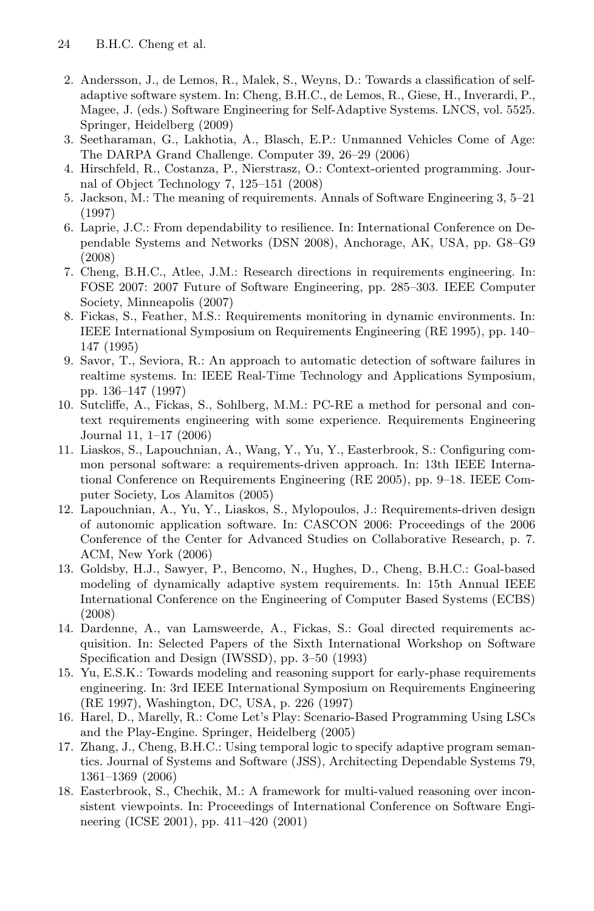2. Andersson, J., de Lemos, R., Malek, S., Weyns, D.: Towards a classification of self-adaptive software system. In: Cheng, B.H.C., de Lemos, R., Giese, H., Inverardi, P., Magee, J. (eds.) Software Engineering for Self-Adaptive Systems. LNCS, vol. 5525. Springer, Heidelberg (2009)
3. Seetharaman, G., Lakhotia, A., Blasch, E.P.: Unmanned Vehicles Come of Age: The DARPA Grand Challenge. Computer 39, 26–29 (2006)
4. Hirschfeld, R., Costanza, P., Nierstrasz, O.: Context-oriented programming. Journal of Object Technology 7, 125–151 (2008)
5. Jackson, M.: The meaning of requirements. Annals of Software Engineering 3, 5–21 (1997)
6. Laprie, J.C.: From dependability to resilience. In: International Conference on Dependable Systems and Networks (DSN 2008), Anchorage, AK, USA, pp. G8–G9 (2008)
7. Cheng, B.H.C., Atlee, J.M.: Research directions in requirements engineering. In: FOSE 2007: 2007 Future of Software Engineering, pp. 285–303. IEEE Computer Society, Minneapolis (2007)
8. Fickas, S., Feather, M.S.: Requirements monitoring in dynamic environments. In: IEEE International Symposium on Requirements Engineering (RE 1995), pp. 140–147 (1995)
9. Savor, T., Seviora, R.: An approach to automatic detection of software failures in realtime systems. In: IEEE Real-Time Technology and Applications Symposium, pp. 136–147 (1997)
10. Sutcliffe, A., Fickas, S., Sohlberg, M.M.: PC-RE a method for personal and context requirements engineering with some experience. Requirements Engineering Journal 11, 1–17 (2006)
11. Liaskos, S., Lapouchnian, A., Wang, Y., Yu, Y., Easterbrook, S.: Configuring common personal software: a requirements-driven approach. In: 13th IEEE International Conference on Requirements Engineering (RE 2005), pp. 9–18. IEEE Computer Society, Los Alamitos (2005)
12. Lapouchnian, A., Yu, Y., Liaskos, S., Mylopoulos, J.: Requirements-driven design of autonomic application software. In: CASCON 2006: Proceedings of the 2006 Conference of the Center for Advanced Studies on Collaborative Research, p. 7. ACM, New York (2006)
13. Goldsby, H.J., Sawyer, P., Bencomo, N., Hughes, D., Cheng, B.H.C.: Goal-based modeling of dynamically adaptive system requirements. In: 15th Annual IEEE International Conference on the Engineering of Computer Based Systems (ECBS) (2008)
14. Dardenne, A., van Lamsweerde, A., Fickas, S.: Goal directed requirements acquisition. In: Selected Papers of the Sixth International Workshop on Software Specification and Design (IWSSD), pp. 3–50 (1993)
15. Yu, E.S.K.: Towards modeling and reasoning support for early-phase requirements engineering. In: 3rd IEEE International Symposium on Requirements Engineering (RE 1997), Washington, DC, USA, p. 226 (1997)
16. Harel, D., Marelly, R.: Come Let's Play: Scenario-Based Programming Using LSCs and the Play-Engine. Springer, Heidelberg (2005)
17. Zhang, J., Cheng, B.H.C.: Using temporal logic to specify adaptive program semantics. Journal of Systems and Software (JSS), Architecting Dependable Systems 79, 1361–1369 (2006)
18. Easterbrook, S., Chechik, M.: A framework for multi-valued reasoning over inconsistent viewpoints. In: Proceedings of International Conference on Software Engineering (ICSE 2001), pp. 411–420 (2001)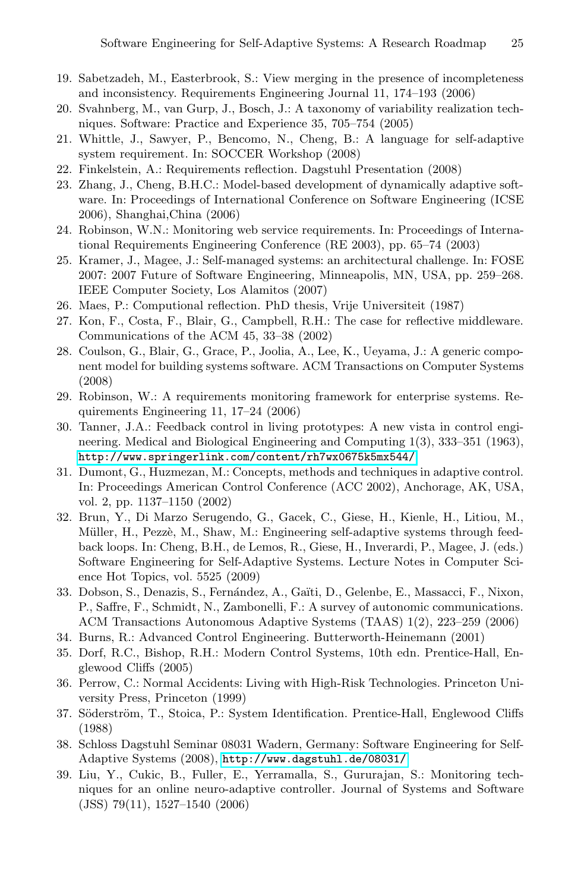19. Sabetzadeh, M., Easterbrook, S.: View merging in the presence of incompleteness and inconsistency. Requirements Engineering Journal 11, 174–193 (2006)
20. Svahnberg, M., van Gurp, J., Bosch, J.: A taxonomy of variability realization techniques. Software: Practice and Experience 35, 705–754 (2005)
21. Whittle, J., Sawyer, P., Bencomo, N., Cheng, B.: A language for self-adaptive system requirement. In: SOCCER Workshop (2008)
22. Finkelstein, A.: Requirements reflection. Dagstuhl Presentation (2008)
23. Zhang, J., Cheng, B.H.C.: Model-based development of dynamically adaptive software. In: Proceedings of International Conference on Software Engineering (ICSE 2006), Shanghai,China (2006)
24. Robinson, W.N.: Monitoring web service requirements. In: Proceedings of International Requirements Engineering Conference (RE 2003), pp. 65–74 (2003)
25. Kramer, J., Magee, J.: Self-managed systems: an architectural challenge. In: FOSE 2007: 2007 Future of Software Engineering, Minneapolis, MN, USA, pp. 259–268. IEEE Computer Society, Los Alamitos (2007)
26. Maes, P.: Computional reflection. PhD thesis, Vrije Universiteit (1987)
27. Kon, F., Costa, F., Blair, G., Campbell, R.H.: The case for reflective middleware. Communications of the ACM 45, 33–38 (2002)
28. Coulson, G., Blair, G., Grace, P., Joolia, A., Lee, K., Ueyama, J.: A generic component model for building systems software. ACM Transactions on Computer Systems (2008)
29. Robinson, W.: A requirements monitoring framework for enterprise systems. Requirements Engineering 11, 17–24 (2006)
30. Tanner, J.A.: Feedback control in living prototypes: A new vista in control engineering. Medical and Biological Engineering and Computing 1(3), 333–351 (1963), http://www.springerlink.com/content/rh7wx0675k5mx544/
31. Dumont, G., Huzmezan, M.: Concepts, methods and techniques in adaptive control. In: Proceedings American Control Conference (ACC 2002), Anchorage, AK, USA, vol. 2, pp. 1137–1150 (2002)
32. Brun, Y., Di Marzo Serugendo, G., Gacek, C., Giese, H., Kienle, H., Litiou, M., Müller, H., Pezzè, M., Shaw, M.: Engineering self-adaptive systems through feedback loops. In: Cheng, B.H., de Lemos, R., Giese, H., Inverardi, P., Magee, J. (eds.) Software Engineering for Self-Adaptive Systems. Lecture Notes in Computer Science Hot Topics, vol. 5525 (2009)
33. Dobson, S., Denazis, S., Fernández, A., Gaïti, D., Gelenbe, E., Massacci, F., Nixon, P., Saffre, F., Schmidt, N., Zambonelli, F.: A survey of autonomic communications. ACM Transactions Autonomous Adaptive Systems (TAAS) 1(2), 223–259 (2006)
34. Burns, R.: Advanced Control Engineering. Butterworth-Heinemann (2001)
35. Dorf, R.C., Bishop, R.H.: Modern Control Systems, 10th edn. Prentice-Hall, Englewood Cliffs (2005)
36. Perrow, C.: Normal Accidents: Living with High-Risk Technologies. Princeton University Press, Princeton (1999)
37. Söderström, T., Stoica, P.: System Identification. Prentice-Hall, Englewood Cliffs (1988)
38. Schloss Dagstuhl Seminar 08031 Wadern, Germany: Software Engineering for Self-Adaptive Systems (2008), http://www.dagstuhl.de/08031/
39. Liu, Y., Cukic, B., Fuller, E., Yerramalla, S., Gururajan, S.: Monitoring techniques for an online neuro-adaptive controller. Journal of Systems and Software (JSS) 79(11), 1527–1540 (2006)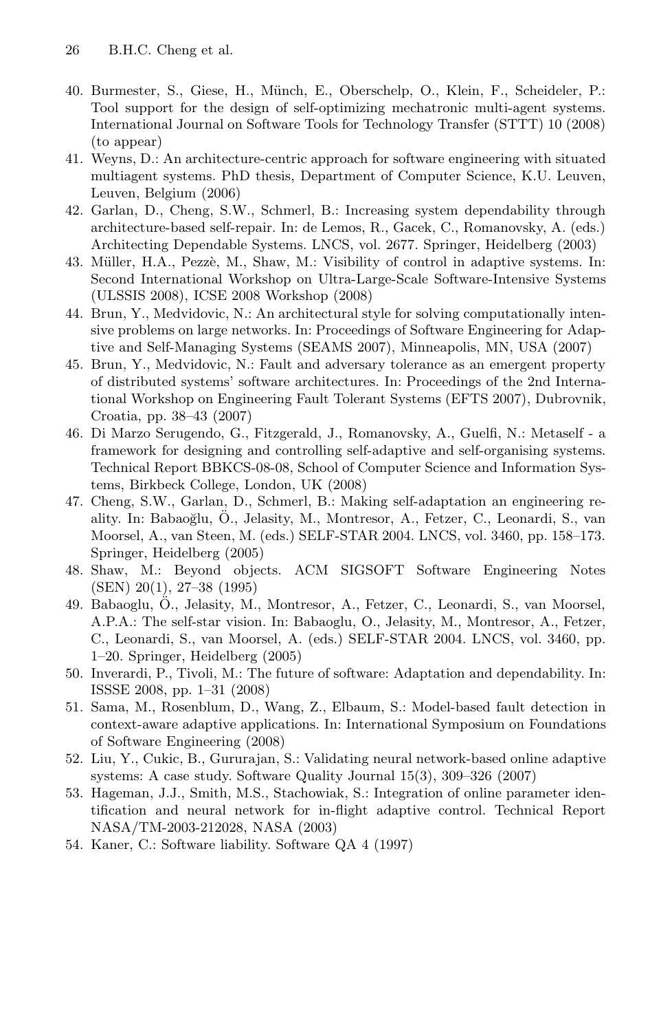40. Burmester, S., Giese, H., Münch, E., Oberschelp, O., Klein, F., Scheideler, P.: Tool support for the design of self-optimizing mechatronic multi-agent systems. International Journal on Software Tools for Technology Transfer (STTT) 10 (2008) (to appear)
41. Weyns, D.: An architecture-centric approach for software engineering with situated multiagent systems. PhD thesis, Department of Computer Science, K.U. Leuven, Leuven, Belgium (2006)
42. Garlan, D., Cheng, S.W., Schmerl, B.: Increasing system dependability through architecture-based self-repair. In: de Lemos, R., Gacek, C., Romanovsky, A. (eds.) Architecting Dependable Systems. LNCS, vol. 2677. Springer, Heidelberg (2003)
43. Müller, H.A., Pezzè, M., Shaw, M.: Visibility of control in adaptive systems. In: Second International Workshop on Ultra-Large-Scale Software-Intensive Systems (ULSSIS 2008), ICSE 2008 Workshop (2008)
44. Brun, Y., Medvidovic, N.: An architectural style for solving computationally intensive problems on large networks. In: Proceedings of Software Engineering for Adaptive and Self-Managing Systems (SEAMS 2007), Minneapolis, MN, USA (2007)
45. Brun, Y., Medvidovic, N.: Fault and adversary tolerance as an emergent property of distributed systems' software architectures. In: Proceedings of the 2nd International Workshop on Engineering Fault Tolerant Systems (EFTS 2007), Dubrovnik, Croatia, pp. 38–43 (2007)
46. Di Marzo Serugendo, G., Fitzgerald, J., Romanovsky, A., Guelfi, N.: Metaself - a framework for designing and controlling self-adaptive and self-organising systems. Technical Report BBKCS-08-08, School of Computer Science and Information Systems, Birkbeck College, London, UK (2008)
47. Cheng, S.W., Garlan, D., Schmerl, B.: Making self-adaptation an engineering reality. In: Babaoğlu, Ö., Jelasity, M., Montresor, A., Fetzer, C., Leonardi, S., van Moorsel, A., van Steen, M. (eds.) SELF-STAR 2004. LNCS, vol. 3460, pp. 158–173. Springer, Heidelberg (2005)
48. Shaw, M.: Beyond objects. ACM SIGSOFT Software Engineering Notes (SEN) 20(1), 27–38 (1995)
49. Babaoglu, Ö., Jelasity, M., Montresor, A., Fetzer, C., Leonardi, S., van Moorsel, A.P.A.: The self-star vision. In: Babaoglu, O., Jelasity, M., Montresor, A., Fetzer, C., Leonardi, S., van Moorsel, A. (eds.) SELF-STAR 2004. LNCS, vol. 3460, pp. 1–20. Springer, Heidelberg (2005)
50. Inverardi, P., Tivoli, M.: The future of software: Adaptation and dependability. In: ISSSE 2008, pp. 1–31 (2008)
51. Sama, M., Rosenblum, D., Wang, Z., Elbaum, S.: Model-based fault detection in context-aware adaptive applications. In: International Symposium on Foundations of Software Engineering (2008)
52. Liu, Y., Cukic, B., Gururajan, S.: Validating neural network-based online adaptive systems: A case study. Software Quality Journal 15(3), 309–326 (2007)
53. Hageman, J.J., Smith, M.S., Stachowiak, S.: Integration of online parameter identification and neural network for in-flight adaptive control. Technical Report NASA/TM-2003-212028, NASA (2003)
54. Kaner, C.: Software liability. Software QA 4 (1997)